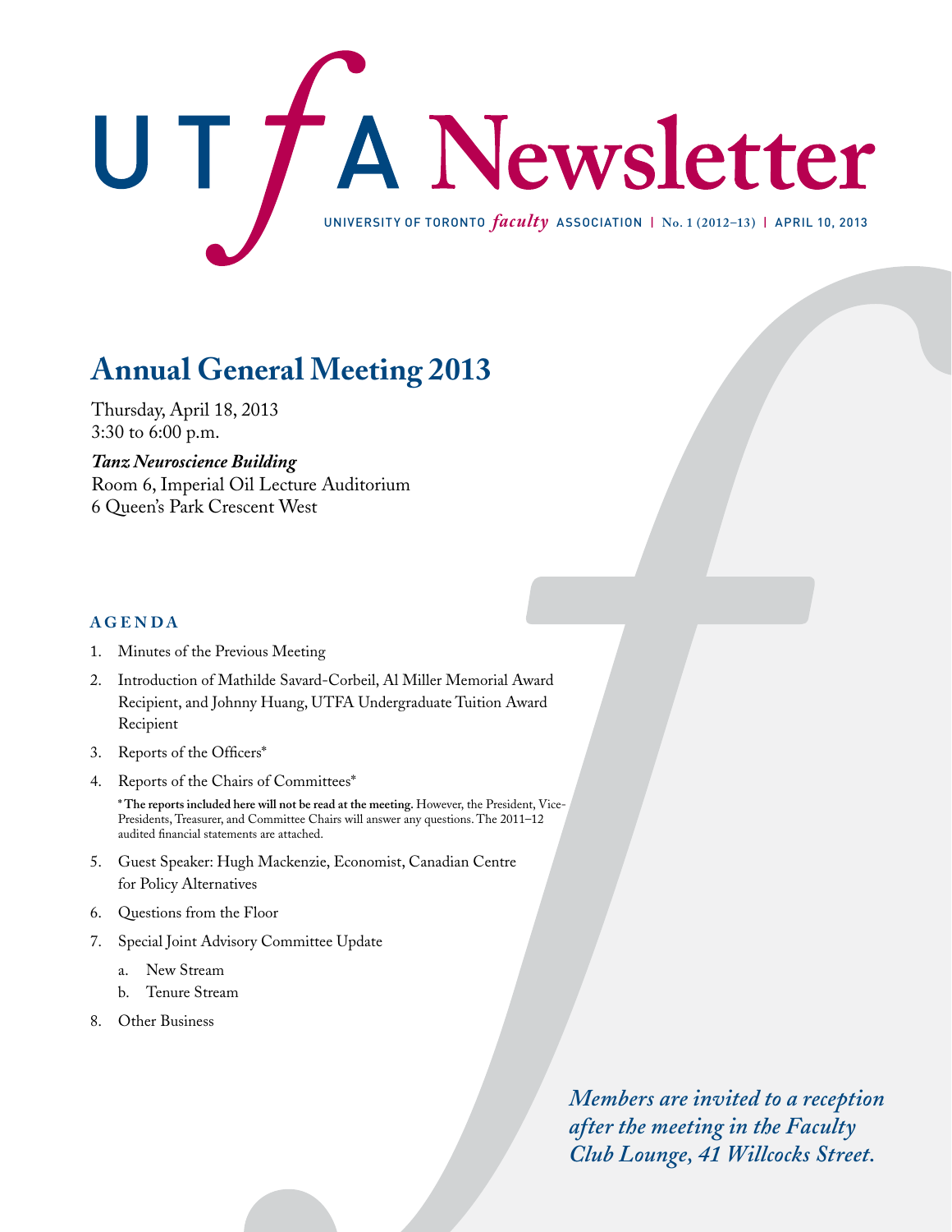# UTfA Newsletter

UNIVERSITY OF TORONTO *faculty* ASSOCIATION | No. 1 (2012–13) | APRIL 10, 2013

## Annual General Meeting 2013

Thursday, April 18, 2013
3:30 to 6:00 p.m.

***Tanz Neuroscience Building***
Room 6, Imperial Oil Lecture Auditorium
6 Queen's Park Crescent West

### AGENDA

1. Minutes of the Previous Meeting
2. Introduction of Mathilde Savard-Corbeil, Al Miller Memorial Award Recipient, and Johnny Huang, UTFA Undergraduate Tuition Award Recipient
3. Reports of the Officers*
4. Reports of the Chairs of Committees*

   ***The reports included here will not be read at the meeting.** However, the President, Vice-Presidents, Treasurer, and Committee Chairs will answer any questions. The 2011–12 audited financial statements are attached.

5. Guest Speaker: Hugh Mackenzie, Economist, Canadian Centre for Policy Alternatives
6. Questions from the Floor
7. Special Joint Advisory Committee Update
   a. New Stream
   b. Tenure Stream
8. Other Business

***Members are invited to a reception after the meeting in the Faculty Club Lounge, 41 Willcocks Street.***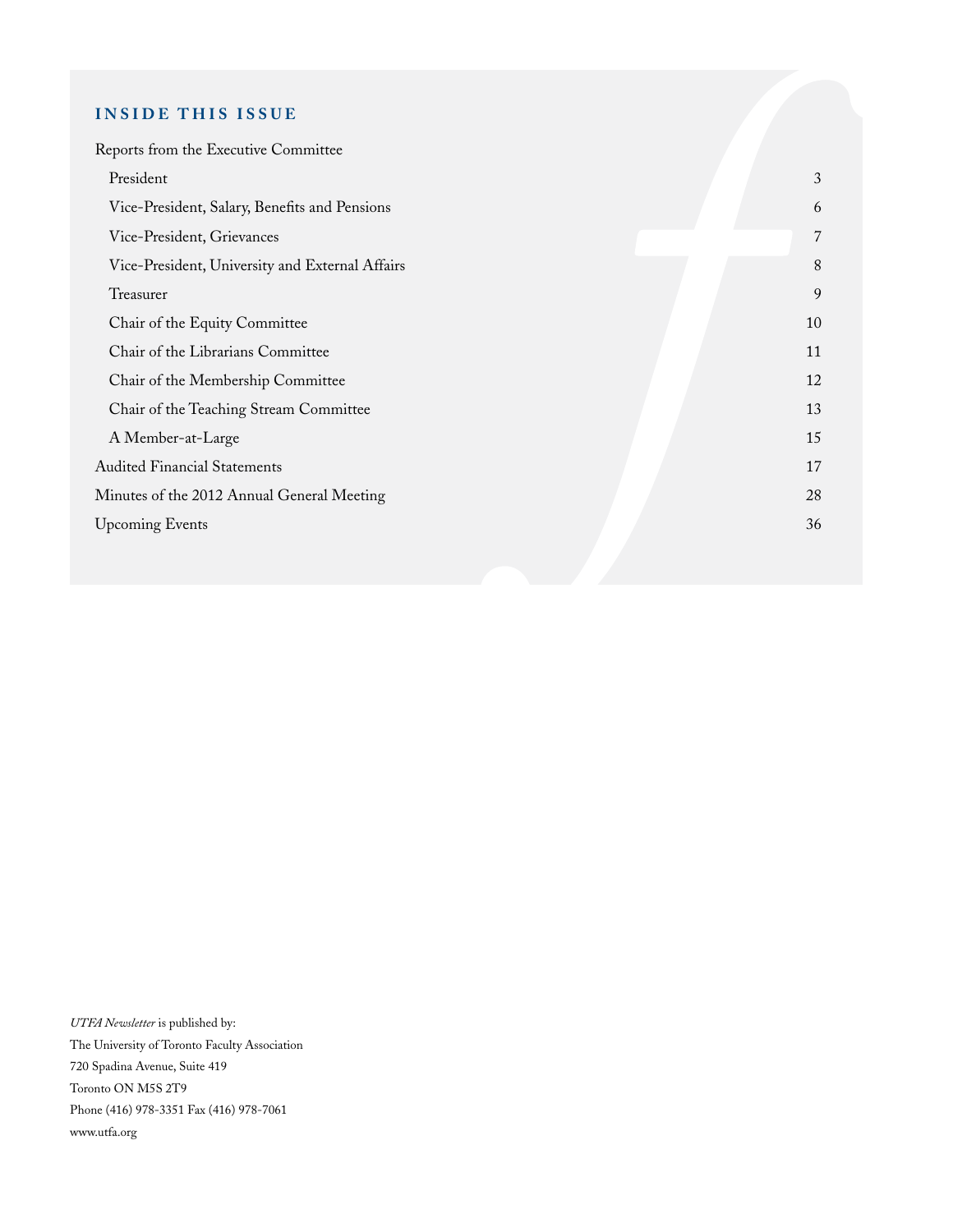## INSIDE THIS ISSUE

| | |
|---|---|
| Reports from the Executive Committee | |
| President | 3 |
| Vice-President, Salary, Benefits and Pensions | 6 |
| Vice-President, Grievances | 7 |
| Vice-President, University and External Affairs | 8 |
| Treasurer | 9 |
| Chair of the Equity Committee | 10 |
| Chair of the Librarians Committee | 11 |
| Chair of the Membership Committee | 12 |
| Chair of the Teaching Stream Committee | 13 |
| A Member-at-Large | 15 |
| Audited Financial Statements | 17 |
| Minutes of the 2012 Annual General Meeting | 28 |
| Upcoming Events | 36 |

*UTFA Newsletter* is published by:
The University of Toronto Faculty Association
720 Spadina Avenue, Suite 419
Toronto ON M5S 2T9
Phone (416) 978-3351 Fax (416) 978-7061
www.utfa.org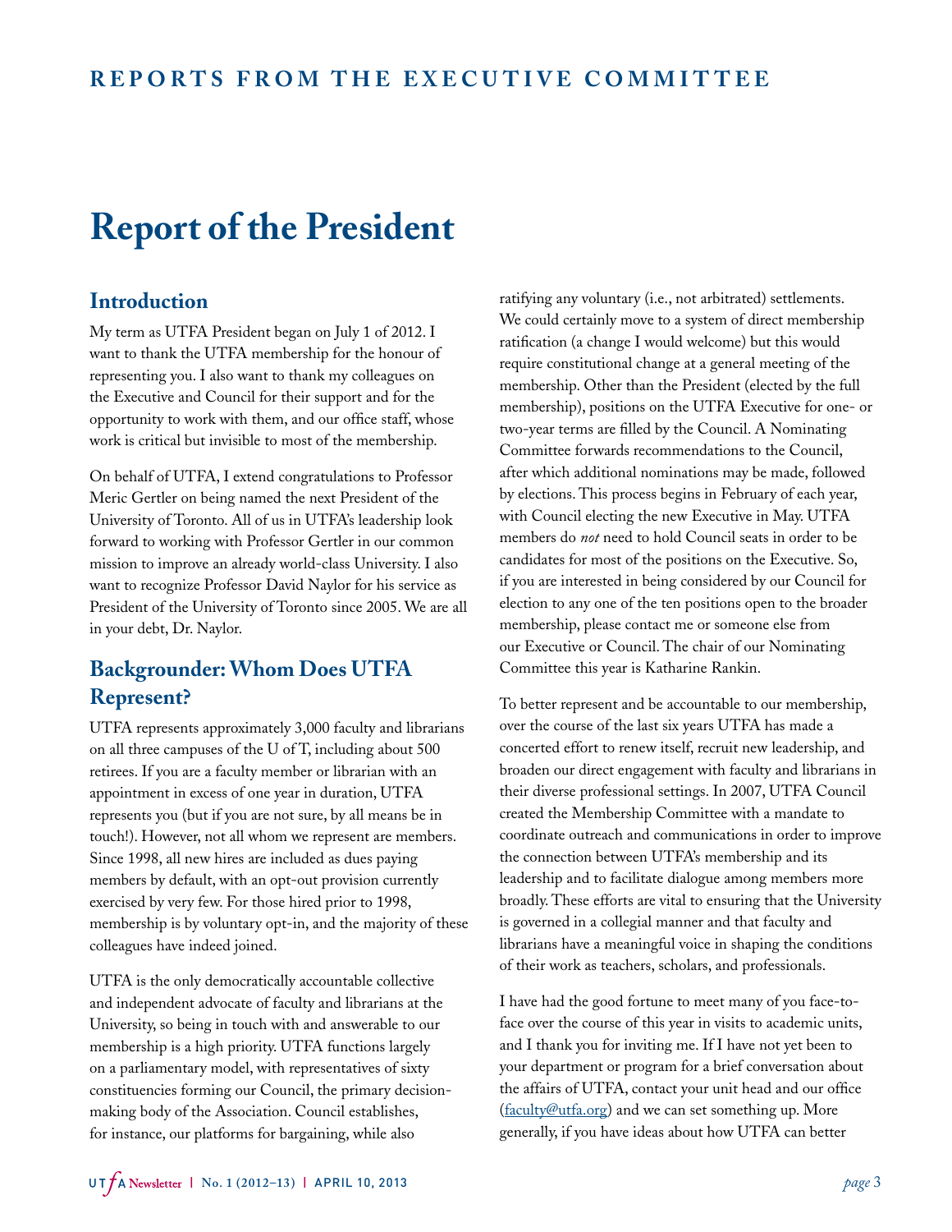## REPORTS FROM THE EXECUTIVE COMMITTEE

# Report of the President

## Introduction

My term as UTFA President began on July 1 of 2012. I want to thank the UTFA membership for the honour of representing you. I also want to thank my colleagues on the Executive and Council for their support and for the opportunity to work with them, and our office staff, whose work is critical but invisible to most of the membership.

On behalf of UTFA, I extend congratulations to Professor Meric Gertler on being named the next President of the University of Toronto. All of us in UTFA's leadership look forward to working with Professor Gertler in our common mission to improve an already world-class University. I also want to recognize Professor David Naylor for his service as President of the University of Toronto since 2005. We are all in your debt, Dr. Naylor.

## Backgrounder: Whom Does UTFA Represent?

UTFA represents approximately 3,000 faculty and librarians on all three campuses of the U of T, including about 500 retirees. If you are a faculty member or librarian with an appointment in excess of one year in duration, UTFA represents you (but if you are not sure, by all means be in touch!). However, not all whom we represent are members. Since 1998, all new hires are included as dues paying members by default, with an opt-out provision currently exercised by very few. For those hired prior to 1998, membership is by voluntary opt-in, and the majority of these colleagues have indeed joined.

UTFA is the only democratically accountable collective and independent advocate of faculty and librarians at the University, so being in touch with and answerable to our membership is a high priority. UTFA functions largely on a parliamentary model, with representatives of sixty constituencies forming our Council, the primary decision-making body of the Association. Council establishes, for instance, our platforms for bargaining, while also ratifying any voluntary (i.e., not arbitrated) settlements. We could certainly move to a system of direct membership ratification (a change I would welcome) but this would require constitutional change at a general meeting of the membership. Other than the President (elected by the full membership), positions on the UTFA Executive for one- or two-year terms are filled by the Council. A Nominating Committee forwards recommendations to the Council, after which additional nominations may be made, followed by elections. This process begins in February of each year, with Council electing the new Executive in May. UTFA members do *not* need to hold Council seats in order to be candidates for most of the positions on the Executive. So, if you are interested in being considered by our Council for election to any one of the ten positions open to the broader membership, please contact me or someone else from our Executive or Council. The chair of our Nominating Committee this year is Katharine Rankin.

To better represent and be accountable to our membership, over the course of the last six years UTFA has made a concerted effort to renew itself, recruit new leadership, and broaden our direct engagement with faculty and librarians in their diverse professional settings. In 2007, UTFA Council created the Membership Committee with a mandate to coordinate outreach and communications in order to improve the connection between UTFA's membership and its leadership and to facilitate dialogue among members more broadly. These efforts are vital to ensuring that the University is governed in a collegial manner and that faculty and librarians have a meaningful voice in shaping the conditions of their work as teachers, scholars, and professionals.

I have had the good fortune to meet many of you face-to-face over the course of this year in visits to academic units, and I thank you for inviting me. If I have not yet been to your department or program for a brief conversation about the affairs of UTFA, contact your unit head and our office (faculty@utfa.org) and we can set something up. More generally, if you have ideas about how UTFA can better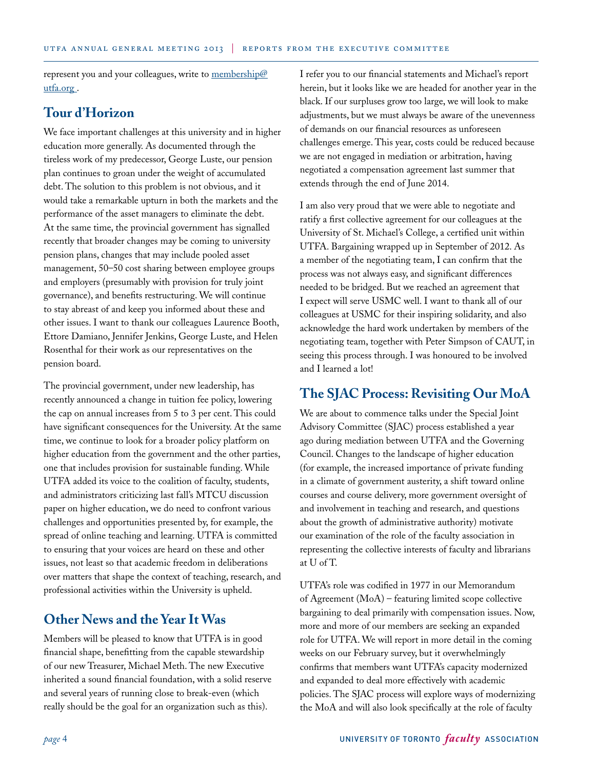represent you and your colleagues, write to membership@utfa.org .

## Tour d'Horizon

We face important challenges at this university and in higher education more generally. As documented through the tireless work of my predecessor, George Luste, our pension plan continues to groan under the weight of accumulated debt. The solution to this problem is not obvious, and it would take a remarkable upturn in both the markets and the performance of the asset managers to eliminate the debt. At the same time, the provincial government has signalled recently that broader changes may be coming to university pension plans, changes that may include pooled asset management, 50–50 cost sharing between employee groups and employers (presumably with provision for truly joint governance), and benefits restructuring. We will continue to stay abreast of and keep you informed about these and other issues. I want to thank our colleagues Laurence Booth, Ettore Damiano, Jennifer Jenkins, George Luste, and Helen Rosenthal for their work as our representatives on the pension board.

The provincial government, under new leadership, has recently announced a change in tuition fee policy, lowering the cap on annual increases from 5 to 3 per cent. This could have significant consequences for the University. At the same time, we continue to look for a broader policy platform on higher education from the government and the other parties, one that includes provision for sustainable funding. While UTFA added its voice to the coalition of faculty, students, and administrators criticizing last fall's MTCU discussion paper on higher education, we do need to confront various challenges and opportunities presented by, for example, the spread of online teaching and learning. UTFA is committed to ensuring that your voices are heard on these and other issues, not least so that academic freedom in deliberations over matters that shape the context of teaching, research, and professional activities within the University is upheld.

## Other News and the Year It Was

Members will be pleased to know that UTFA is in good financial shape, benefitting from the capable stewardship of our new Treasurer, Michael Meth. The new Executive inherited a sound financial foundation, with a solid reserve and several years of running close to break-even (which really should be the goal for an organization such as this). I refer you to our financial statements and Michael's report herein, but it looks like we are headed for another year in the black. If our surpluses grow too large, we will look to make adjustments, but we must always be aware of the unevenness of demands on our financial resources as unforeseen challenges emerge. This year, costs could be reduced because we are not engaged in mediation or arbitration, having negotiated a compensation agreement last summer that extends through the end of June 2014.

I am also very proud that we were able to negotiate and ratify a first collective agreement for our colleagues at the University of St. Michael's College, a certified unit within UTFA. Bargaining wrapped up in September of 2012. As a member of the negotiating team, I can confirm that the process was not always easy, and significant differences needed to be bridged. But we reached an agreement that I expect will serve USMC well. I want to thank all of our colleagues at USMC for their inspiring solidarity, and also acknowledge the hard work undertaken by members of the negotiating team, together with Peter Simpson of CAUT, in seeing this process through. I was honoured to be involved and I learned a lot!

## The SJAC Process: Revisiting Our MoA

We are about to commence talks under the Special Joint Advisory Committee (SJAC) process established a year ago during mediation between UTFA and the Governing Council. Changes to the landscape of higher education (for example, the increased importance of private funding in a climate of government austerity, a shift toward online courses and course delivery, more government oversight of and involvement in teaching and research, and questions about the growth of administrative authority) motivate our examination of the role of the faculty association in representing the collective interests of faculty and librarians at U of T.

UTFA's role was codified in 1977 in our Memorandum of Agreement (MoA) – featuring limited scope collective bargaining to deal primarily with compensation issues. Now, more and more of our members are seeking an expanded role for UTFA. We will report in more detail in the coming weeks on our February survey, but it overwhelmingly confirms that members want UTFA's capacity modernized and expanded to deal more effectively with academic policies. The SJAC process will explore ways of modernizing the MoA and will also look specifically at the role of faculty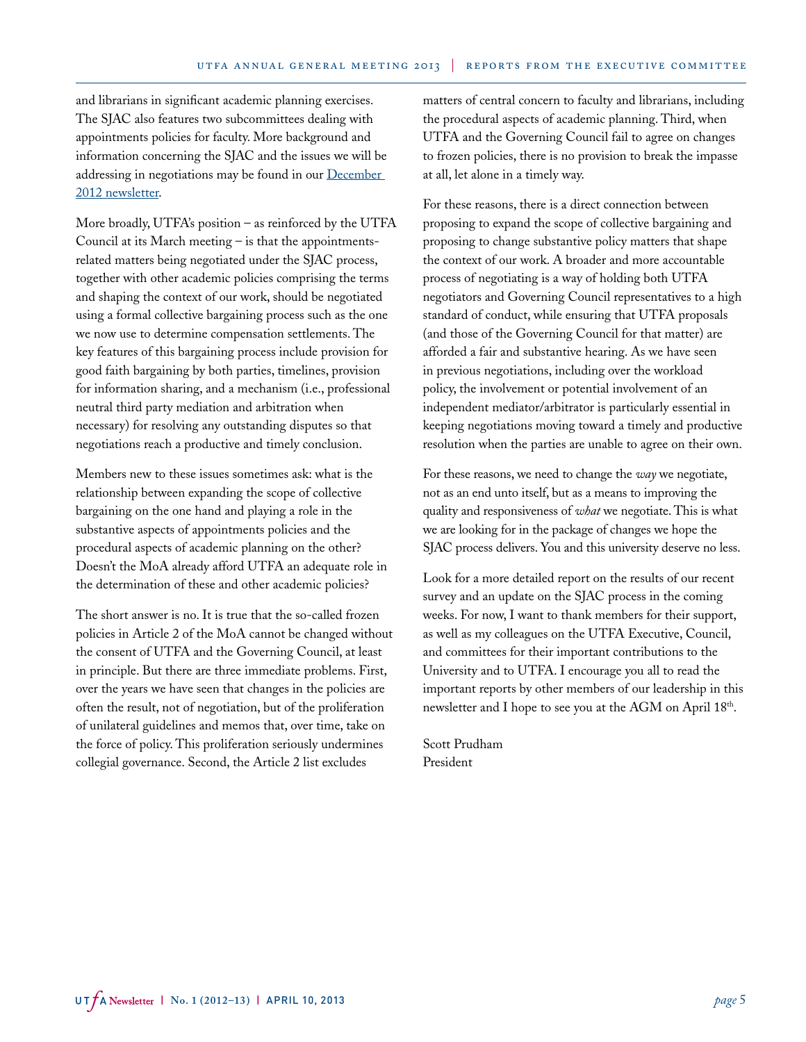and librarians in significant academic planning exercises. The SJAC also features two subcommittees dealing with appointments policies for faculty. More background and information concerning the SJAC and the issues we will be addressing in negotiations may be found in our [December 2012 newsletter](#).

More broadly, UTFA's position – as reinforced by the UTFA Council at its March meeting – is that the appointments-related matters being negotiated under the SJAC process, together with other academic policies comprising the terms and shaping the context of our work, should be negotiated using a formal collective bargaining process such as the one we now use to determine compensation settlements. The key features of this bargaining process include provision for good faith bargaining by both parties, timelines, provision for information sharing, and a mechanism (i.e., professional neutral third party mediation and arbitration when necessary) for resolving any outstanding disputes so that negotiations reach a productive and timely conclusion.

Members new to these issues sometimes ask: what is the relationship between expanding the scope of collective bargaining on the one hand and playing a role in the substantive aspects of appointments policies and the procedural aspects of academic planning on the other? Doesn't the MoA already afford UTFA an adequate role in the determination of these and other academic policies?

The short answer is no. It is true that the so-called frozen policies in Article 2 of the MoA cannot be changed without the consent of UTFA and the Governing Council, at least in principle. But there are three immediate problems. First, over the years we have seen that changes in the policies are often the result, not of negotiation, but of the proliferation of unilateral guidelines and memos that, over time, take on the force of policy. This proliferation seriously undermines collegial governance. Second, the Article 2 list excludes matters of central concern to faculty and librarians, including the procedural aspects of academic planning. Third, when UTFA and the Governing Council fail to agree on changes to frozen policies, there is no provision to break the impasse at all, let alone in a timely way.

For these reasons, there is a direct connection between proposing to expand the scope of collective bargaining and proposing to change substantive policy matters that shape the context of our work. A broader and more accountable process of negotiating is a way of holding both UTFA negotiators and Governing Council representatives to a high standard of conduct, while ensuring that UTFA proposals (and those of the Governing Council for that matter) are afforded a fair and substantive hearing. As we have seen in previous negotiations, including over the workload policy, the involvement or potential involvement of an independent mediator/arbitrator is particularly essential in keeping negotiations moving toward a timely and productive resolution when the parties are unable to agree on their own.

For these reasons, we need to change the *way* we negotiate, not as an end unto itself, but as a means to improving the quality and responsiveness of *what* we negotiate. This is what we are looking for in the package of changes we hope the SJAC process delivers. You and this university deserve no less.

Look for a more detailed report on the results of our recent survey and an update on the SJAC process in the coming weeks. For now, I want to thank members for their support, as well as my colleagues on the UTFA Executive, Council, and committees for their important contributions to the University and to UTFA. I encourage you all to read the important reports by other members of our leadership in this newsletter and I hope to see you at the AGM on April 18th.

Scott Prudham
President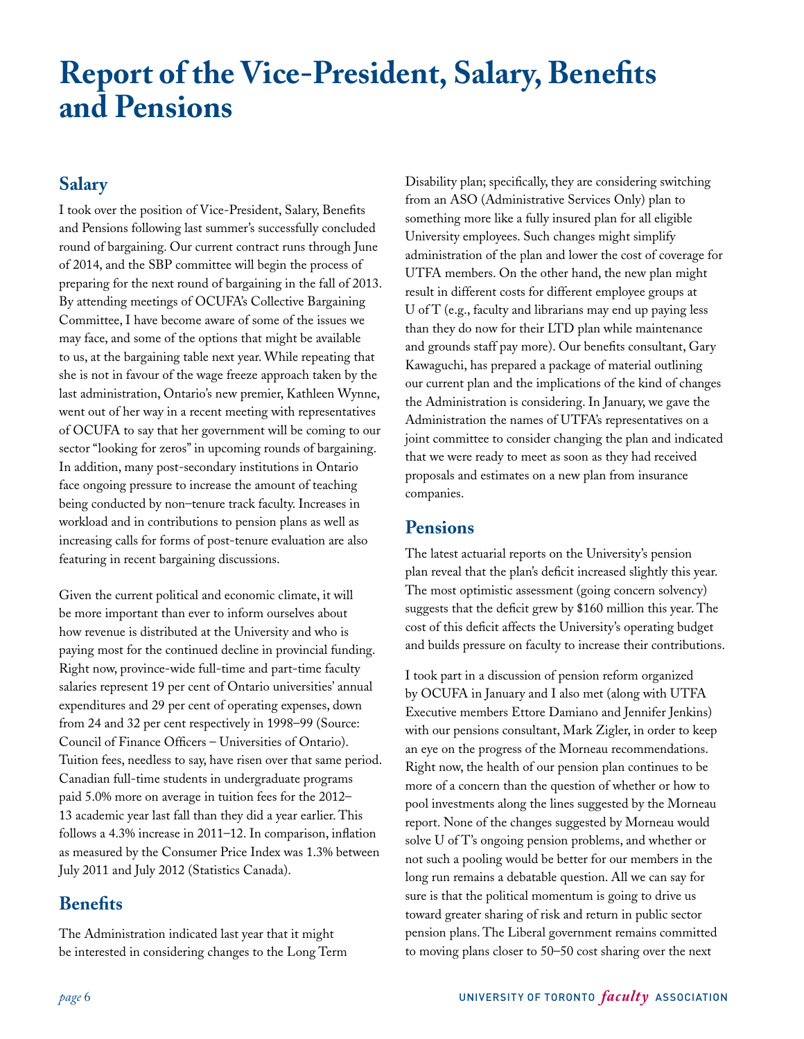# Report of the Vice-President, Salary, Benefits and Pensions

## Salary

I took over the position of Vice-President, Salary, Benefits and Pensions following last summer's successfully concluded round of bargaining. Our current contract runs through June of 2014, and the SBP committee will begin the process of preparing for the next round of bargaining in the fall of 2013. By attending meetings of OCUFA's Collective Bargaining Committee, I have become aware of some of the issues we may face, and some of the options that might be available to us, at the bargaining table next year. While repeating that she is not in favour of the wage freeze approach taken by the last administration, Ontario's new premier, Kathleen Wynne, went out of her way in a recent meeting with representatives of OCUFA to say that her government will be coming to our sector "looking for zeros" in upcoming rounds of bargaining. In addition, many post-secondary institutions in Ontario face ongoing pressure to increase the amount of teaching being conducted by non–tenure track faculty. Increases in workload and in contributions to pension plans as well as increasing calls for forms of post-tenure evaluation are also featuring in recent bargaining discussions.

Given the current political and economic climate, it will be more important than ever to inform ourselves about how revenue is distributed at the University and who is paying most for the continued decline in provincial funding. Right now, province-wide full-time and part-time faculty salaries represent 19 per cent of Ontario universities' annual expenditures and 29 per cent of operating expenses, down from 24 and 32 per cent respectively in 1998–99 (Source: Council of Finance Officers – Universities of Ontario). Tuition fees, needless to say, have risen over that same period. Canadian full-time students in undergraduate programs paid 5.0% more on average in tuition fees for the 2012–13 academic year last fall than they did a year earlier. This follows a 4.3% increase in 2011–12. In comparison, inflation as measured by the Consumer Price Index was 1.3% between July 2011 and July 2012 (Statistics Canada).

## Benefits

The Administration indicated last year that it might be interested in considering changes to the Long Term Disability plan; specifically, they are considering switching from an ASO (Administrative Services Only) plan to something more like a fully insured plan for all eligible University employees. Such changes might simplify administration of the plan and lower the cost of coverage for UTFA members. On the other hand, the new plan might result in different costs for different employee groups at U of T (e.g., faculty and librarians may end up paying less than they do now for their LTD plan while maintenance and grounds staff pay more). Our benefits consultant, Gary Kawaguchi, has prepared a package of material outlining our current plan and the implications of the kind of changes the Administration is considering. In January, we gave the Administration the names of UTFA's representatives on a joint committee to consider changing the plan and indicated that we were ready to meet as soon as they had received proposals and estimates on a new plan from insurance companies.

## Pensions

The latest actuarial reports on the University's pension plan reveal that the plan's deficit increased slightly this year. The most optimistic assessment (going concern solvency) suggests that the deficit grew by $160 million this year. The cost of this deficit affects the University's operating budget and builds pressure on faculty to increase their contributions.

I took part in a discussion of pension reform organized by OCUFA in January and I also met (along with UTFA Executive members Ettore Damiano and Jennifer Jenkins) with our pensions consultant, Mark Zigler, in order to keep an eye on the progress of the Morneau recommendations. Right now, the health of our pension plan continues to be more of a concern than the question of whether or how to pool investments along the lines suggested by the Morneau report. None of the changes suggested by Morneau would solve U of T's ongoing pension problems, and whether or not such a pooling would be better for our members in the long run remains a debatable question. All we can say for sure is that the political momentum is going to drive us toward greater sharing of risk and return in public sector pension plans. The Liberal government remains committed to moving plans closer to 50–50 cost sharing over the next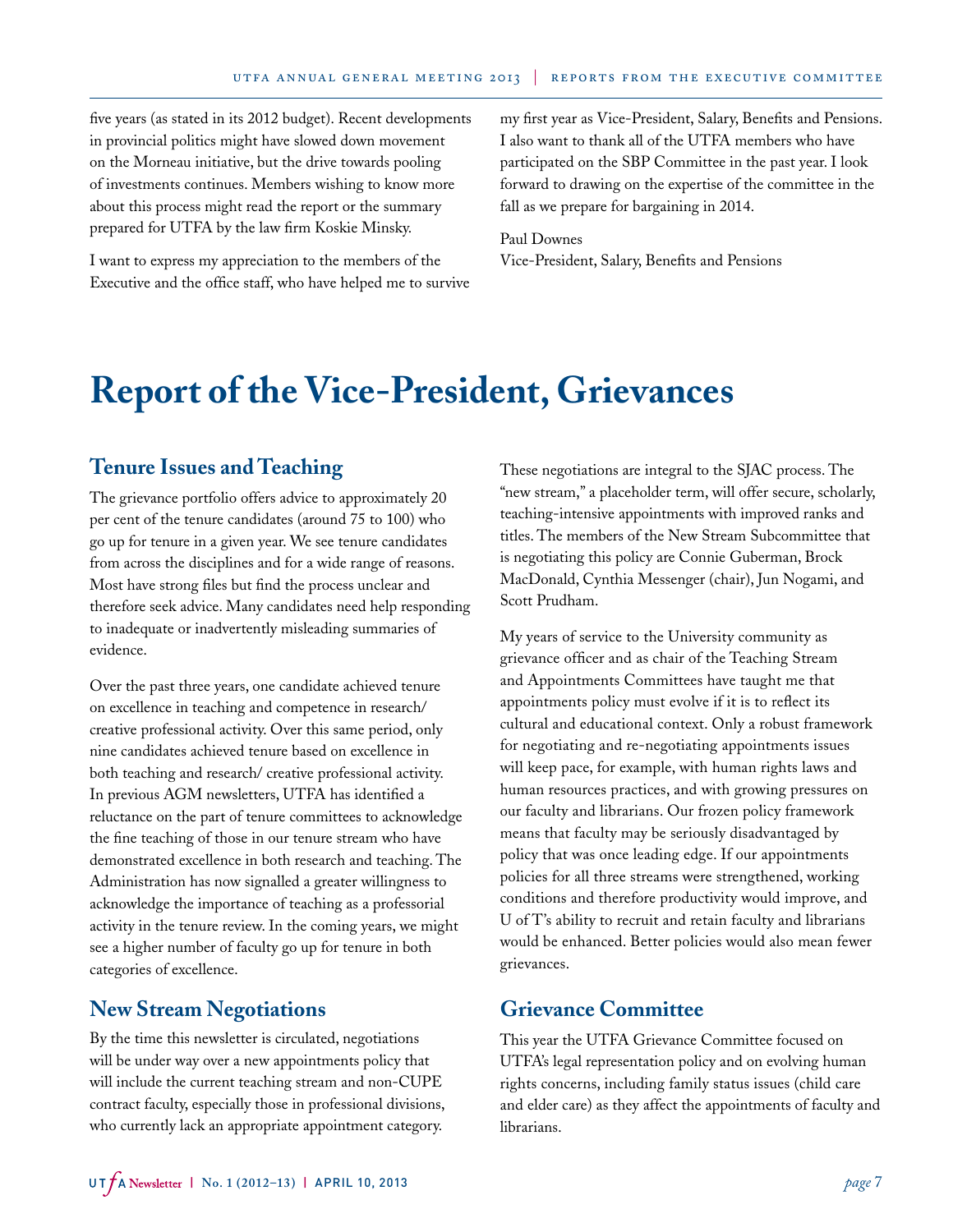five years (as stated in its 2012 budget). Recent developments in provincial politics might have slowed down movement on the Morneau initiative, but the drive towards pooling of investments continues. Members wishing to know more about this process might read the report or the summary prepared for UTFA by the law firm Koskie Minsky.

I want to express my appreciation to the members of the Executive and the office staff, who have helped me to survive my first year as Vice-President, Salary, Benefits and Pensions. I also want to thank all of the UTFA members who have participated on the SBP Committee in the past year. I look forward to drawing on the expertise of the committee in the fall as we prepare for bargaining in 2014.

Paul Downes
Vice-President, Salary, Benefits and Pensions

# Report of the Vice-President, Grievances

## Tenure Issues and Teaching

The grievance portfolio offers advice to approximately 20 per cent of the tenure candidates (around 75 to 100) who go up for tenure in a given year. We see tenure candidates from across the disciplines and for a wide range of reasons. Most have strong files but find the process unclear and therefore seek advice. Many candidates need help responding to inadequate or inadvertently misleading summaries of evidence.

Over the past three years, one candidate achieved tenure on excellence in teaching and competence in research/ creative professional activity. Over this same period, only nine candidates achieved tenure based on excellence in both teaching and research/ creative professional activity. In previous AGM newsletters, UTFA has identified a reluctance on the part of tenure committees to acknowledge the fine teaching of those in our tenure stream who have demonstrated excellence in both research and teaching. The Administration has now signalled a greater willingness to acknowledge the importance of teaching as a professorial activity in the tenure review. In the coming years, we might see a higher number of faculty go up for tenure in both categories of excellence.

## New Stream Negotiations

By the time this newsletter is circulated, negotiations will be under way over a new appointments policy that will include the current teaching stream and non-CUPE contract faculty, especially those in professional divisions, who currently lack an appropriate appointment category. These negotiations are integral to the SJAC process. The "new stream," a placeholder term, will offer secure, scholarly, teaching-intensive appointments with improved ranks and titles. The members of the New Stream Subcommittee that is negotiating this policy are Connie Guberman, Brock MacDonald, Cynthia Messenger (chair), Jun Nogami, and Scott Prudham.

My years of service to the University community as grievance officer and as chair of the Teaching Stream and Appointments Committees have taught me that appointments policy must evolve if it is to reflect its cultural and educational context. Only a robust framework for negotiating and re-negotiating appointments issues will keep pace, for example, with human rights laws and human resources practices, and with growing pressures on our faculty and librarians. Our frozen policy framework means that faculty may be seriously disadvantaged by policy that was once leading edge. If our appointments policies for all three streams were strengthened, working conditions and therefore productivity would improve, and U of T's ability to recruit and retain faculty and librarians would be enhanced. Better policies would also mean fewer grievances.

## Grievance Committee

This year the UTFA Grievance Committee focused on UTFA's legal representation policy and on evolving human rights concerns, including family status issues (child care and elder care) as they affect the appointments of faculty and librarians.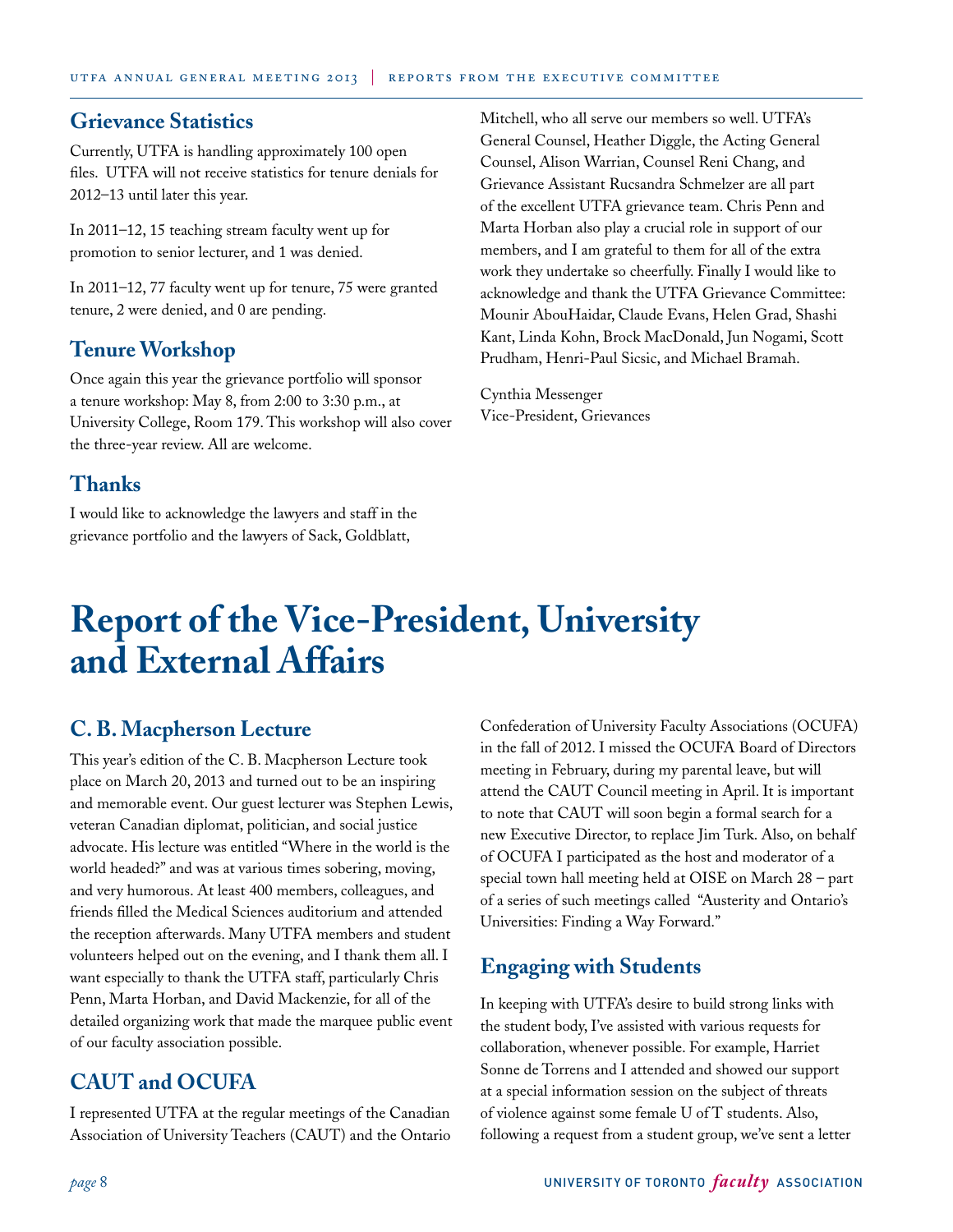## Grievance Statistics

Currently, UTFA is handling approximately 100 open files. UTFA will not receive statistics for tenure denials for 2012–13 until later this year.

In 2011–12, 15 teaching stream faculty went up for promotion to senior lecturer, and 1 was denied.

In 2011–12, 77 faculty went up for tenure, 75 were granted tenure, 2 were denied, and 0 are pending.

## Tenure Workshop

Once again this year the grievance portfolio will sponsor a tenure workshop: May 8, from 2:00 to 3:30 p.m., at University College, Room 179. This workshop will also cover the three-year review. All are welcome.

## Thanks

I would like to acknowledge the lawyers and staff in the grievance portfolio and the lawyers of Sack, Goldblatt, Mitchell, who all serve our members so well. UTFA's General Counsel, Heather Diggle, the Acting General Counsel, Alison Warrian, Counsel Reni Chang, and Grievance Assistant Rucsandra Schmelzer are all part of the excellent UTFA grievance team. Chris Penn and Marta Horban also play a crucial role in support of our members, and I am grateful to them for all of the extra work they undertake so cheerfully. Finally I would like to acknowledge and thank the UTFA Grievance Committee: Mounir AbouHaidar, Claude Evans, Helen Grad, Shashi Kant, Linda Kohn, Brock MacDonald, Jun Nogami, Scott Prudham, Henri-Paul Sicsic, and Michael Bramah.

Cynthia Messenger
Vice-President, Grievances

# Report of the Vice-President, University and External Affairs

## C. B. Macpherson Lecture

This year's edition of the C. B. Macpherson Lecture took place on March 20, 2013 and turned out to be an inspiring and memorable event. Our guest lecturer was Stephen Lewis, veteran Canadian diplomat, politician, and social justice advocate. His lecture was entitled "Where in the world is the world headed?" and was at various times sobering, moving, and very humorous. At least 400 members, colleagues, and friends filled the Medical Sciences auditorium and attended the reception afterwards. Many UTFA members and student volunteers helped out on the evening, and I thank them all. I want especially to thank the UTFA staff, particularly Chris Penn, Marta Horban, and David Mackenzie, for all of the detailed organizing work that made the marquee public event of our faculty association possible.

## CAUT and OCUFA

I represented UTFA at the regular meetings of the Canadian Association of University Teachers (CAUT) and the Ontario Confederation of University Faculty Associations (OCUFA) in the fall of 2012. I missed the OCUFA Board of Directors meeting in February, during my parental leave, but will attend the CAUT Council meeting in April. It is important to note that CAUT will soon begin a formal search for a new Executive Director, to replace Jim Turk. Also, on behalf of OCUFA I participated as the host and moderator of a special town hall meeting held at OISE on March 28 – part of a series of such meetings called "Austerity and Ontario's Universities: Finding a Way Forward."

## Engaging with Students

In keeping with UTFA's desire to build strong links with the student body, I've assisted with various requests for collaboration, whenever possible. For example, Harriet Sonne de Torrens and I attended and showed our support at a special information session on the subject of threats of violence against some female U of T students. Also, following a request from a student group, we've sent a letter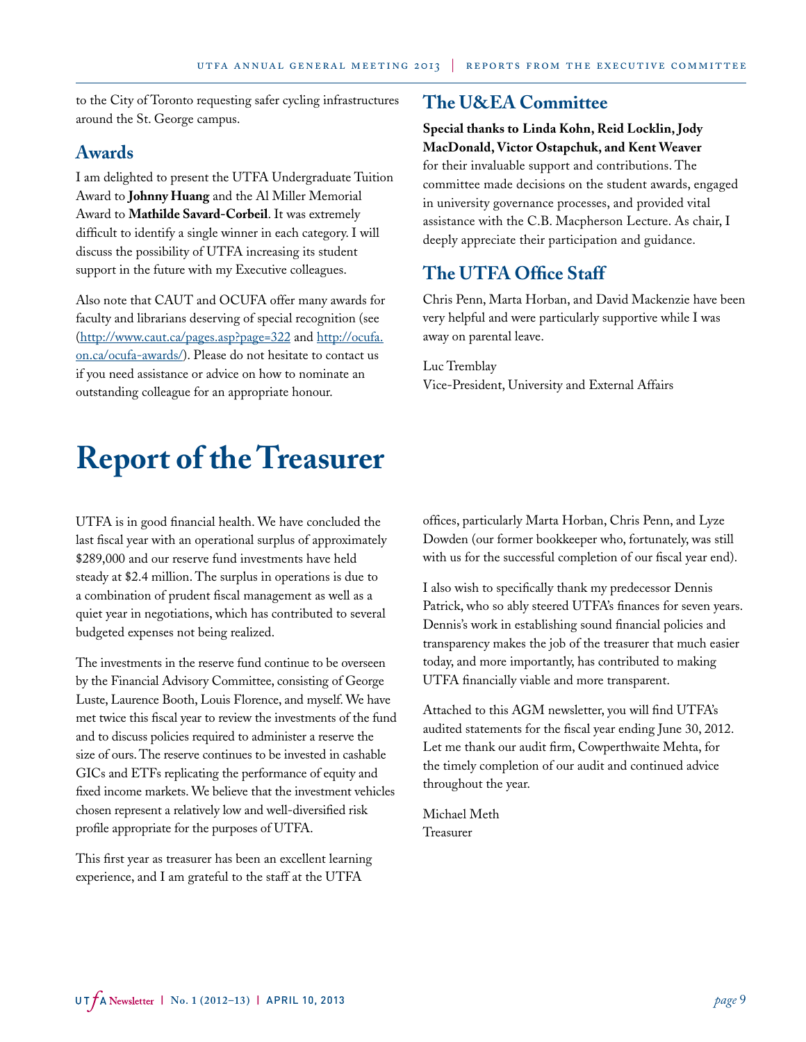to the City of Toronto requesting safer cycling infrastructures around the St. George campus.

## Awards

I am delighted to present the UTFA Undergraduate Tuition Award to **Johnny Huang** and the Al Miller Memorial Award to **Mathilde Savard-Corbeil**. It was extremely difficult to identify a single winner in each category. I will discuss the possibility of UTFA increasing its student support in the future with my Executive colleagues.

Also note that CAUT and OCUFA offer many awards for faculty and librarians deserving of special recognition (see (http://www.caut.ca/pages.asp?page=322 and http://ocufa.on.ca/ocufa-awards/). Please do not hesitate to contact us if you need assistance or advice on how to nominate an outstanding colleague for an appropriate honour.

## The U&EA Committee

**Special thanks to Linda Kohn, Reid Locklin, Jody MacDonald, Victor Ostapchuk, and Kent Weaver** for their invaluable support and contributions. The committee made decisions on the student awards, engaged in university governance processes, and provided vital assistance with the C.B. Macpherson Lecture. As chair, I deeply appreciate their participation and guidance.

## The UTFA Office Staff

Chris Penn, Marta Horban, and David Mackenzie have been very helpful and were particularly supportive while I was away on parental leave.

Luc Tremblay
Vice-President, University and External Affairs

# Report of the Treasurer

UTFA is in good financial health. We have concluded the last fiscal year with an operational surplus of approximately $289,000 and our reserve fund investments have held steady at $2.4 million. The surplus in operations is due to a combination of prudent fiscal management as well as a quiet year in negotiations, which has contributed to several budgeted expenses not being realized.

The investments in the reserve fund continue to be overseen by the Financial Advisory Committee, consisting of George Luste, Laurence Booth, Louis Florence, and myself. We have met twice this fiscal year to review the investments of the fund and to discuss policies required to administer a reserve the size of ours. The reserve continues to be invested in cashable GICs and ETFs replicating the performance of equity and fixed income markets. We believe that the investment vehicles chosen represent a relatively low and well-diversified risk profile appropriate for the purposes of UTFA.

This first year as treasurer has been an excellent learning experience, and I am grateful to the staff at the UTFA offices, particularly Marta Horban, Chris Penn, and Lyze Dowden (our former bookkeeper who, fortunately, was still with us for the successful completion of our fiscal year end).

I also wish to specifically thank my predecessor Dennis Patrick, who so ably steered UTFA's finances for seven years. Dennis's work in establishing sound financial policies and transparency makes the job of the treasurer that much easier today, and more importantly, has contributed to making UTFA financially viable and more transparent.

Attached to this AGM newsletter, you will find UTFA's audited statements for the fiscal year ending June 30, 2012. Let me thank our audit firm, Cowperthwaite Mehta, for the timely completion of our audit and continued advice throughout the year.

Michael Meth
Treasurer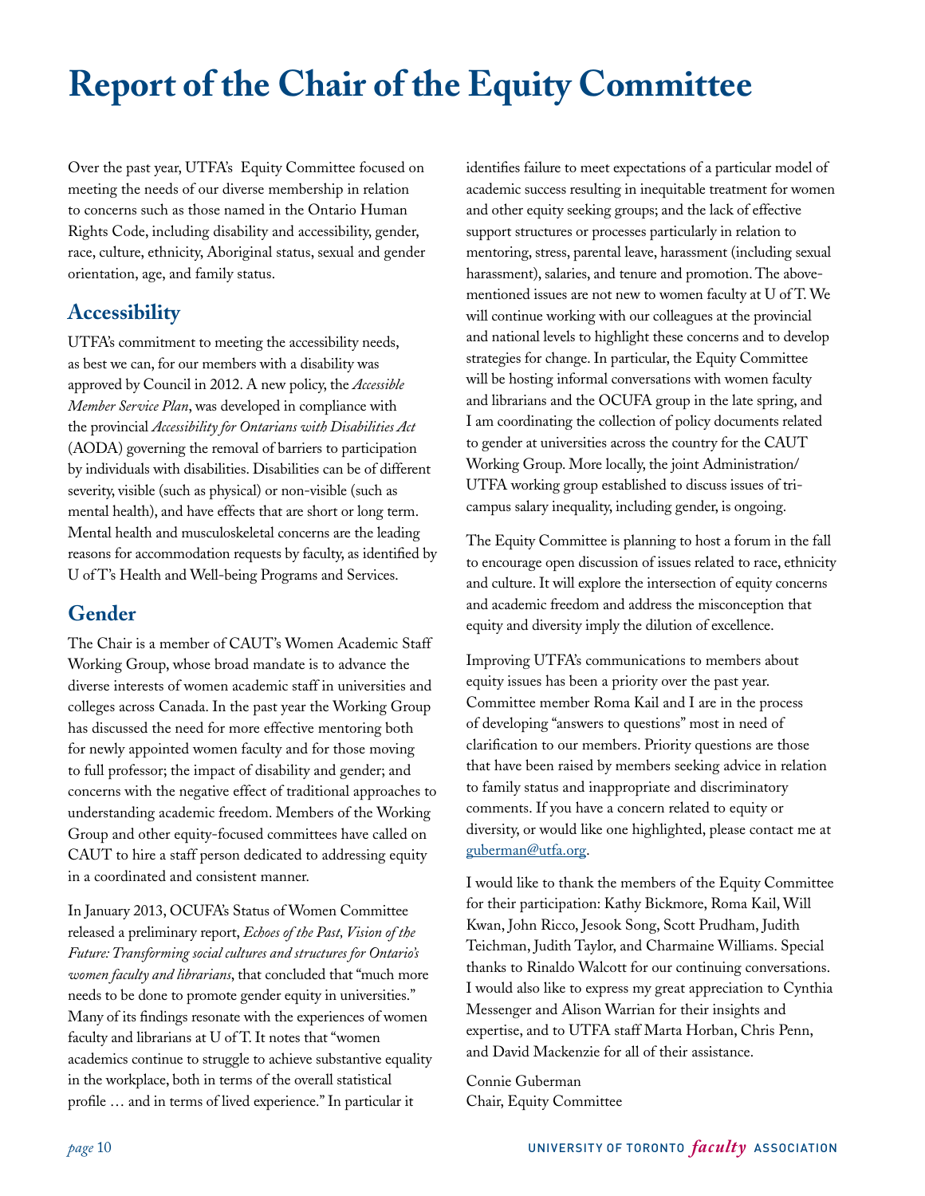# Report of the Chair of the Equity Committee

Over the past year, UTFA's Equity Committee focused on meeting the needs of our diverse membership in relation to concerns such as those named in the Ontario Human Rights Code, including disability and accessibility, gender, race, culture, ethnicity, Aboriginal status, sexual and gender orientation, age, and family status.

## Accessibility

UTFA's commitment to meeting the accessibility needs, as best we can, for our members with a disability was approved by Council in 2012. A new policy, the *Accessible Member Service Plan*, was developed in compliance with the provincial *Accessibility for Ontarians with Disabilities Act* (AODA) governing the removal of barriers to participation by individuals with disabilities. Disabilities can be of different severity, visible (such as physical) or non-visible (such as mental health), and have effects that are short or long term. Mental health and musculoskeletal concerns are the leading reasons for accommodation requests by faculty, as identified by U of T's Health and Well-being Programs and Services.

## Gender

The Chair is a member of CAUT's Women Academic Staff Working Group, whose broad mandate is to advance the diverse interests of women academic staff in universities and colleges across Canada. In the past year the Working Group has discussed the need for more effective mentoring both for newly appointed women faculty and for those moving to full professor; the impact of disability and gender; and concerns with the negative effect of traditional approaches to understanding academic freedom. Members of the Working Group and other equity-focused committees have called on CAUT to hire a staff person dedicated to addressing equity in a coordinated and consistent manner.

In January 2013, OCUFA's Status of Women Committee released a preliminary report, *Echoes of the Past, Vision of the Future: Transforming social cultures and structures for Ontario's women faculty and librarians*, that concluded that "much more needs to be done to promote gender equity in universities." Many of its findings resonate with the experiences of women faculty and librarians at U of T. It notes that "women academics continue to struggle to achieve substantive equality in the workplace, both in terms of the overall statistical profile … and in terms of lived experience." In particular it identifies failure to meet expectations of a particular model of academic success resulting in inequitable treatment for women and other equity seeking groups; and the lack of effective support structures or processes particularly in relation to mentoring, stress, parental leave, harassment (including sexual harassment), salaries, and tenure and promotion. The above-mentioned issues are not new to women faculty at U of T. We will continue working with our colleagues at the provincial and national levels to highlight these concerns and to develop strategies for change. In particular, the Equity Committee will be hosting informal conversations with women faculty and librarians and the OCUFA group in the late spring, and I am coordinating the collection of policy documents related to gender at universities across the country for the CAUT Working Group. More locally, the joint Administration/UTFA working group established to discuss issues of tri-campus salary inequality, including gender, is ongoing.

The Equity Committee is planning to host a forum in the fall to encourage open discussion of issues related to race, ethnicity and culture. It will explore the intersection of equity concerns and academic freedom and address the misconception that equity and diversity imply the dilution of excellence.

Improving UTFA's communications to members about equity issues has been a priority over the past year. Committee member Roma Kail and I are in the process of developing "answers to questions" most in need of clarification to our members. Priority questions are those that have been raised by members seeking advice in relation to family status and inappropriate and discriminatory comments. If you have a concern related to equity or diversity, or would like one highlighted, please contact me at guberman@utfa.org.

I would like to thank the members of the Equity Committee for their participation: Kathy Bickmore, Roma Kail, Will Kwan, John Ricco, Jesook Song, Scott Prudham, Judith Teichman, Judith Taylor, and Charmaine Williams. Special thanks to Rinaldo Walcott for our continuing conversations. I would also like to express my great appreciation to Cynthia Messenger and Alison Warrian for their insights and expertise, and to UTFA staff Marta Horban, Chris Penn, and David Mackenzie for all of their assistance.

Connie Guberman
Chair, Equity Committee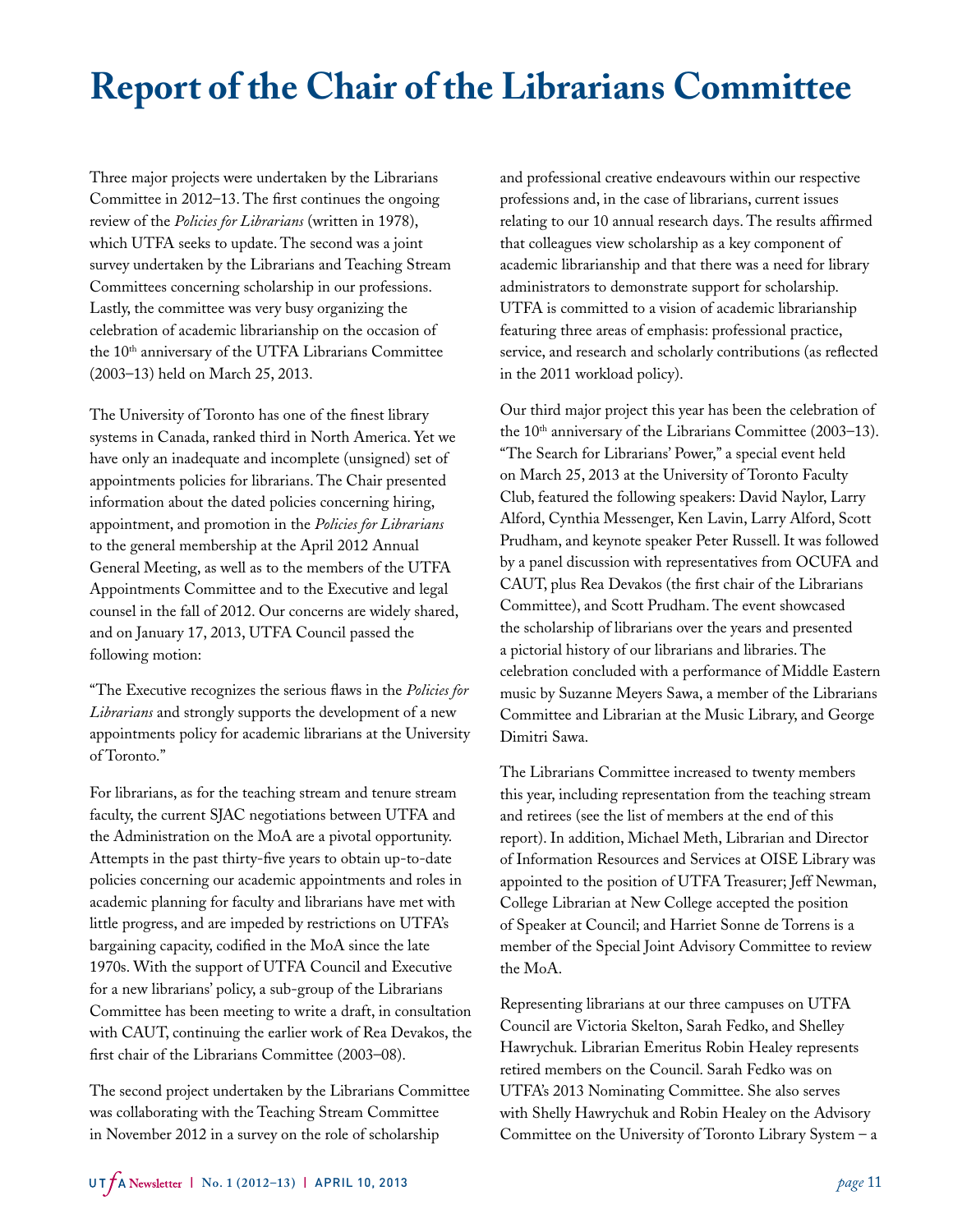# Report of the Chair of the Librarians Committee

Three major projects were undertaken by the Librarians Committee in 2012–13. The first continues the ongoing review of the *Policies for Librarians* (written in 1978), which UTFA seeks to update. The second was a joint survey undertaken by the Librarians and Teaching Stream Committees concerning scholarship in our professions. Lastly, the committee was very busy organizing the celebration of academic librarianship on the occasion of the 10th anniversary of the UTFA Librarians Committee (2003–13) held on March 25, 2013.

The University of Toronto has one of the finest library systems in Canada, ranked third in North America. Yet we have only an inadequate and incomplete (unsigned) set of appointments policies for librarians. The Chair presented information about the dated policies concerning hiring, appointment, and promotion in the *Policies for Librarians* to the general membership at the April 2012 Annual General Meeting, as well as to the members of the UTFA Appointments Committee and to the Executive and legal counsel in the fall of 2012. Our concerns are widely shared, and on January 17, 2013, UTFA Council passed the following motion:

"The Executive recognizes the serious flaws in the *Policies for Librarians* and strongly supports the development of a new appointments policy for academic librarians at the University of Toronto."

For librarians, as for the teaching stream and tenure stream faculty, the current SJAC negotiations between UTFA and the Administration on the MoA are a pivotal opportunity. Attempts in the past thirty-five years to obtain up-to-date policies concerning our academic appointments and roles in academic planning for faculty and librarians have met with little progress, and are impeded by restrictions on UTFA's bargaining capacity, codified in the MoA since the late 1970s. With the support of UTFA Council and Executive for a new librarians' policy, a sub-group of the Librarians Committee has been meeting to write a draft, in consultation with CAUT, continuing the earlier work of Rea Devakos, the first chair of the Librarians Committee (2003–08).

The second project undertaken by the Librarians Committee was collaborating with the Teaching Stream Committee in November 2012 in a survey on the role of scholarship and professional creative endeavours within our respective professions and, in the case of librarians, current issues relating to our 10 annual research days. The results affirmed that colleagues view scholarship as a key component of academic librarianship and that there was a need for library administrators to demonstrate support for scholarship. UTFA is committed to a vision of academic librarianship featuring three areas of emphasis: professional practice, service, and research and scholarly contributions (as reflected in the 2011 workload policy).

Our third major project this year has been the celebration of the 10th anniversary of the Librarians Committee (2003–13). "The Search for Librarians' Power," a special event held on March 25, 2013 at the University of Toronto Faculty Club, featured the following speakers: David Naylor, Larry Alford, Cynthia Messenger, Ken Lavin, Larry Alford, Scott Prudham, and keynote speaker Peter Russell. It was followed by a panel discussion with representatives from OCUFA and CAUT, plus Rea Devakos (the first chair of the Librarians Committee), and Scott Prudham. The event showcased the scholarship of librarians over the years and presented a pictorial history of our librarians and libraries. The celebration concluded with a performance of Middle Eastern music by Suzanne Meyers Sawa, a member of the Librarians Committee and Librarian at the Music Library, and George Dimitri Sawa.

The Librarians Committee increased to twenty members this year, including representation from the teaching stream and retirees (see the list of members at the end of this report). In addition, Michael Meth, Librarian and Director of Information Resources and Services at OISE Library was appointed to the position of UTFA Treasurer; Jeff Newman, College Librarian at New College accepted the position of Speaker at Council; and Harriet Sonne de Torrens is a member of the Special Joint Advisory Committee to review the MoA.

Representing librarians at our three campuses on UTFA Council are Victoria Skelton, Sarah Fedko, and Shelley Hawrychuk. Librarian Emeritus Robin Healey represents retired members on the Council. Sarah Fedko was on UTFA's 2013 Nominating Committee. She also serves with Shelly Hawrychuk and Robin Healey on the Advisory Committee on the University of Toronto Library System – a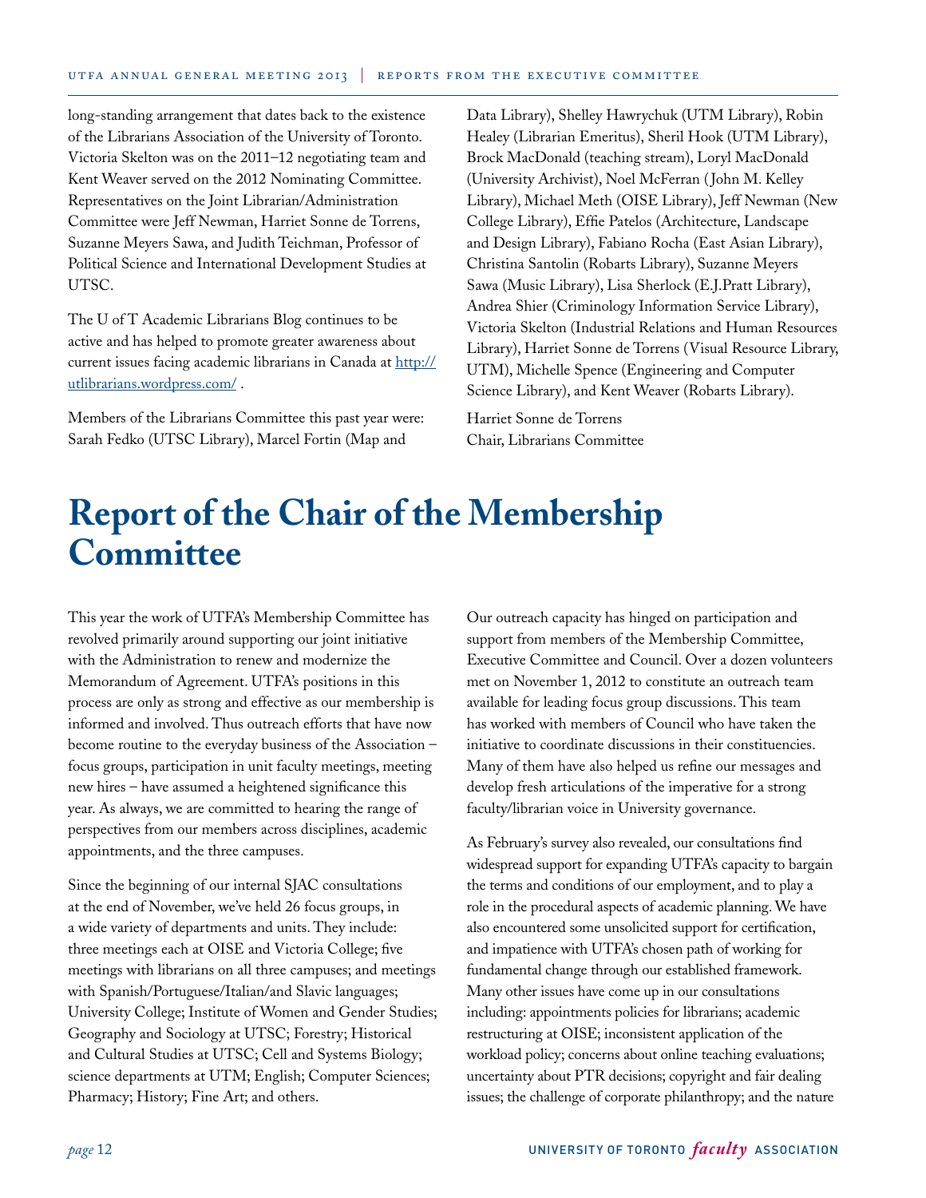long-standing arrangement that dates back to the existence of the Librarians Association of the University of Toronto. Victoria Skelton was on the 2011–12 negotiating team and Kent Weaver served on the 2012 Nominating Committee. Representatives on the Joint Librarian/Administration Committee were Jeff Newman, Harriet Sonne de Torrens, Suzanne Meyers Sawa, and Judith Teichman, Professor of Political Science and International Development Studies at UTSC.

The U of T Academic Librarians Blog continues to be active and has helped to promote greater awareness about current issues facing academic librarians in Canada at [http://utlibrarians.wordpress.com/](http://utlibrarians.wordpress.com/) .

Members of the Librarians Committee this past year were: Sarah Fedko (UTSC Library), Marcel Fortin (Map and Data Library), Shelley Hawrychuk (UTM Library), Robin Healey (Librarian Emeritus), Sheril Hook (UTM Library), Brock MacDonald (teaching stream), Loryl MacDonald (University Archivist), Noel McFerran ( John M. Kelley Library), Michael Meth (OISE Library), Jeff Newman (New College Library), Effie Patelos (Architecture, Landscape and Design Library), Fabiano Rocha (East Asian Library), Christina Santolin (Robarts Library), Suzanne Meyers Sawa (Music Library), Lisa Sherlock (E.J.Pratt Library), Andrea Shier (Criminology Information Service Library), Victoria Skelton (Industrial Relations and Human Resources Library), Harriet Sonne de Torrens (Visual Resource Library, UTM), Michelle Spence (Engineering and Computer Science Library), and Kent Weaver (Robarts Library).

Harriet Sonne de Torrens
Chair, Librarians Committee

# Report of the Chair of the Membership Committee

This year the work of UTFA's Membership Committee has revolved primarily around supporting our joint initiative with the Administration to renew and modernize the Memorandum of Agreement. UTFA's positions in this process are only as strong and effective as our membership is informed and involved. Thus outreach efforts that have now become routine to the everyday business of the Association – focus groups, participation in unit faculty meetings, meeting new hires – have assumed a heightened significance this year. As always, we are committed to hearing the range of perspectives from our members across disciplines, academic appointments, and the three campuses.

Since the beginning of our internal SJAC consultations at the end of November, we've held 26 focus groups, in a wide variety of departments and units. They include: three meetings each at OISE and Victoria College; five meetings with librarians on all three campuses; and meetings with Spanish/Portuguese/Italian/and Slavic languages; University College; Institute of Women and Gender Studies; Geography and Sociology at UTSC; Forestry; Historical and Cultural Studies at UTSC; Cell and Systems Biology; science departments at UTM; English; Computer Sciences; Pharmacy; History; Fine Art; and others.

Our outreach capacity has hinged on participation and support from members of the Membership Committee, Executive Committee and Council. Over a dozen volunteers met on November 1, 2012 to constitute an outreach team available for leading focus group discussions. This team has worked with members of Council who have taken the initiative to coordinate discussions in their constituencies. Many of them have also helped us refine our messages and develop fresh articulations of the imperative for a strong faculty/librarian voice in University governance.

As February's survey also revealed, our consultations find widespread support for expanding UTFA's capacity to bargain the terms and conditions of our employment, and to play a role in the procedural aspects of academic planning. We have also encountered some unsolicited support for certification, and impatience with UTFA's chosen path of working for fundamental change through our established framework. Many other issues have come up in our consultations including: appointments policies for librarians; academic restructuring at OISE; inconsistent application of the workload policy; concerns about online teaching evaluations; uncertainty about PTR decisions; copyright and fair dealing issues; the challenge of corporate philanthropy; and the nature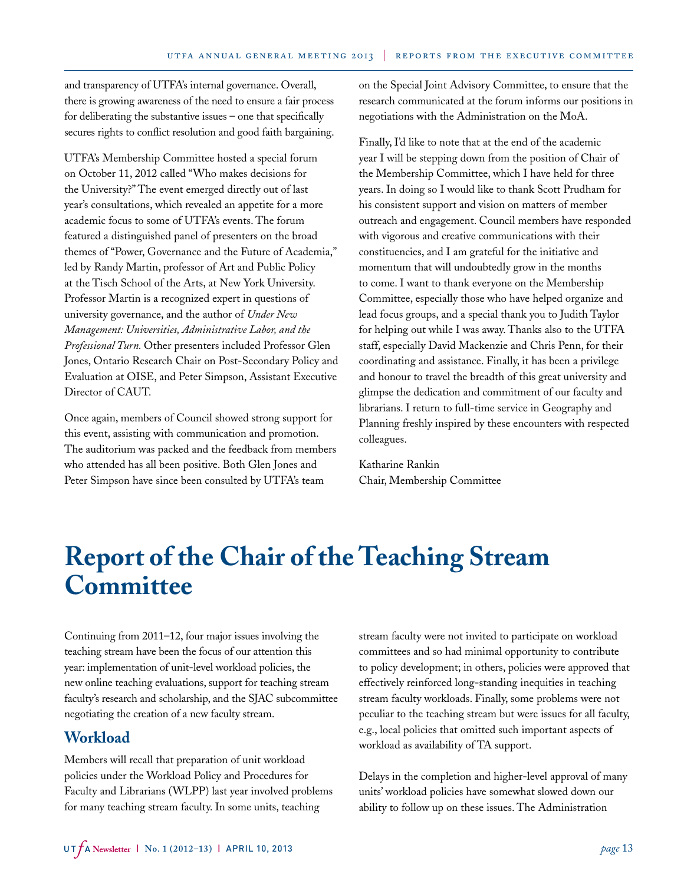and transparency of UTFA's internal governance. Overall, there is growing awareness of the need to ensure a fair process for deliberating the substantive issues – one that specifically secures rights to conflict resolution and good faith bargaining.

UTFA's Membership Committee hosted a special forum on October 11, 2012 called "Who makes decisions for the University?" The event emerged directly out of last year's consultations, which revealed an appetite for a more academic focus to some of UTFA's events. The forum featured a distinguished panel of presenters on the broad themes of "Power, Governance and the Future of Academia," led by Randy Martin, professor of Art and Public Policy at the Tisch School of the Arts, at New York University. Professor Martin is a recognized expert in questions of university governance, and the author of *Under New Management: Universities, Administrative Labor, and the Professional Turn.* Other presenters included Professor Glen Jones, Ontario Research Chair on Post-Secondary Policy and Evaluation at OISE, and Peter Simpson, Assistant Executive Director of CAUT.

Once again, members of Council showed strong support for this event, assisting with communication and promotion. The auditorium was packed and the feedback from members who attended has all been positive. Both Glen Jones and Peter Simpson have since been consulted by UTFA's team on the Special Joint Advisory Committee, to ensure that the research communicated at the forum informs our positions in negotiations with the Administration on the MoA.

Finally, I'd like to note that at the end of the academic year I will be stepping down from the position of Chair of the Membership Committee, which I have held for three years. In doing so I would like to thank Scott Prudham for his consistent support and vision on matters of member outreach and engagement. Council members have responded with vigorous and creative communications with their constituencies, and I am grateful for the initiative and momentum that will undoubtedly grow in the months to come. I want to thank everyone on the Membership Committee, especially those who have helped organize and lead focus groups, and a special thank you to Judith Taylor for helping out while I was away. Thanks also to the UTFA staff, especially David Mackenzie and Chris Penn, for their coordinating and assistance. Finally, it has been a privilege and honour to travel the breadth of this great university and glimpse the dedication and commitment of our faculty and librarians. I return to full-time service in Geography and Planning freshly inspired by these encounters with respected colleagues.

Katharine Rankin  
Chair, Membership Committee

# Report of the Chair of the Teaching Stream Committee

Continuing from 2011–12, four major issues involving the teaching stream have been the focus of our attention this year: implementation of unit-level workload policies, the new online teaching evaluations, support for teaching stream faculty's research and scholarship, and the SJAC subcommittee negotiating the creation of a new faculty stream.

## Workload

Members will recall that preparation of unit workload policies under the Workload Policy and Procedures for Faculty and Librarians (WLPP) last year involved problems for many teaching stream faculty. In some units, teaching stream faculty were not invited to participate on workload committees and so had minimal opportunity to contribute to policy development; in others, policies were approved that effectively reinforced long-standing inequities in teaching stream faculty workloads. Finally, some problems were not peculiar to the teaching stream but were issues for all faculty, e.g., local policies that omitted such important aspects of workload as availability of TA support.

Delays in the completion and higher-level approval of many units' workload policies have somewhat slowed down our ability to follow up on these issues. The Administration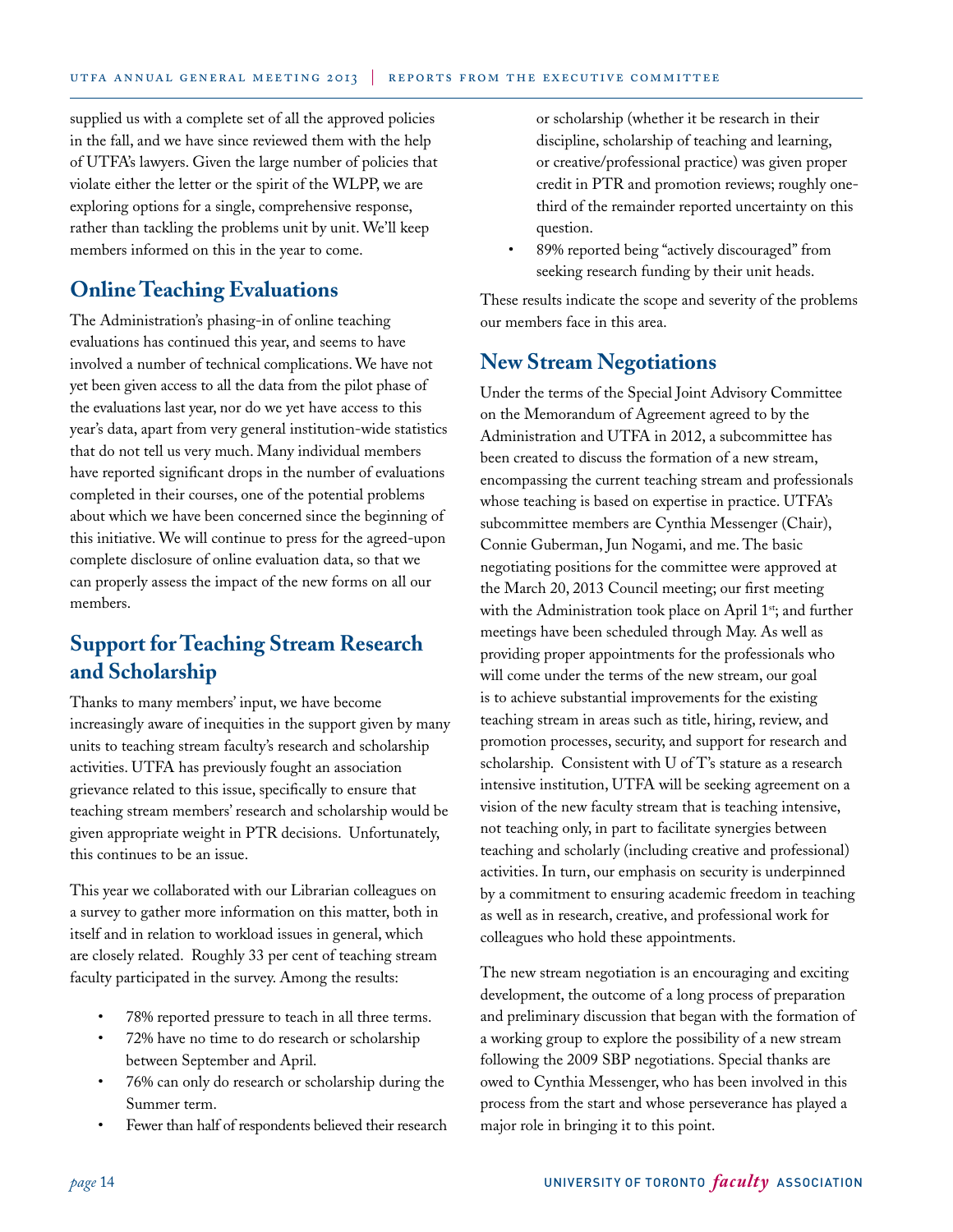supplied us with a complete set of all the approved policies in the fall, and we have since reviewed them with the help of UTFA's lawyers. Given the large number of policies that violate either the letter or the spirit of the WLPP, we are exploring options for a single, comprehensive response, rather than tackling the problems unit by unit. We'll keep members informed on this in the year to come.

## Online Teaching Evaluations

The Administration's phasing-in of online teaching evaluations has continued this year, and seems to have involved a number of technical complications. We have not yet been given access to all the data from the pilot phase of the evaluations last year, nor do we yet have access to this year's data, apart from very general institution-wide statistics that do not tell us very much. Many individual members have reported significant drops in the number of evaluations completed in their courses, one of the potential problems about which we have been concerned since the beginning of this initiative. We will continue to press for the agreed-upon complete disclosure of online evaluation data, so that we can properly assess the impact of the new forms on all our members.

## Support for Teaching Stream Research and Scholarship

Thanks to many members' input, we have become increasingly aware of inequities in the support given by many units to teaching stream faculty's research and scholarship activities. UTFA has previously fought an association grievance related to this issue, specifically to ensure that teaching stream members' research and scholarship would be given appropriate weight in PTR decisions. Unfortunately, this continues to be an issue.

This year we collaborated with our Librarian colleagues on a survey to gather more information on this matter, both in itself and in relation to workload issues in general, which are closely related. Roughly 33 per cent of teaching stream faculty participated in the survey. Among the results:

- 78% reported pressure to teach in all three terms.
- 72% have no time to do research or scholarship between September and April.
- 76% can only do research or scholarship during the Summer term.
- Fewer than half of respondents believed their research or scholarship (whether it be research in their discipline, scholarship of teaching and learning, or creative/professional practice) was given proper credit in PTR and promotion reviews; roughly one-third of the remainder reported uncertainty on this question.
- 89% reported being "actively discouraged" from seeking research funding by their unit heads.

These results indicate the scope and severity of the problems our members face in this area.

## New Stream Negotiations

Under the terms of the Special Joint Advisory Committee on the Memorandum of Agreement agreed to by the Administration and UTFA in 2012, a subcommittee has been created to discuss the formation of a new stream, encompassing the current teaching stream and professionals whose teaching is based on expertise in practice. UTFA's subcommittee members are Cynthia Messenger (Chair), Connie Guberman, Jun Nogami, and me. The basic negotiating positions for the committee were approved at the March 20, 2013 Council meeting; our first meeting with the Administration took place on April 1st; and further meetings have been scheduled through May. As well as providing proper appointments for the professionals who will come under the terms of the new stream, our goal is to achieve substantial improvements for the existing teaching stream in areas such as title, hiring, review, and promotion processes, security, and support for research and scholarship. Consistent with U of T's stature as a research intensive institution, UTFA will be seeking agreement on a vision of the new faculty stream that is teaching intensive, not teaching only, in part to facilitate synergies between teaching and scholarly (including creative and professional) activities. In turn, our emphasis on security is underpinned by a commitment to ensuring academic freedom in teaching as well as in research, creative, and professional work for colleagues who hold these appointments.

The new stream negotiation is an encouraging and exciting development, the outcome of a long process of preparation and preliminary discussion that began with the formation of a working group to explore the possibility of a new stream following the 2009 SBP negotiations. Special thanks are owed to Cynthia Messenger, who has been involved in this process from the start and whose perseverance has played a major role in bringing it to this point.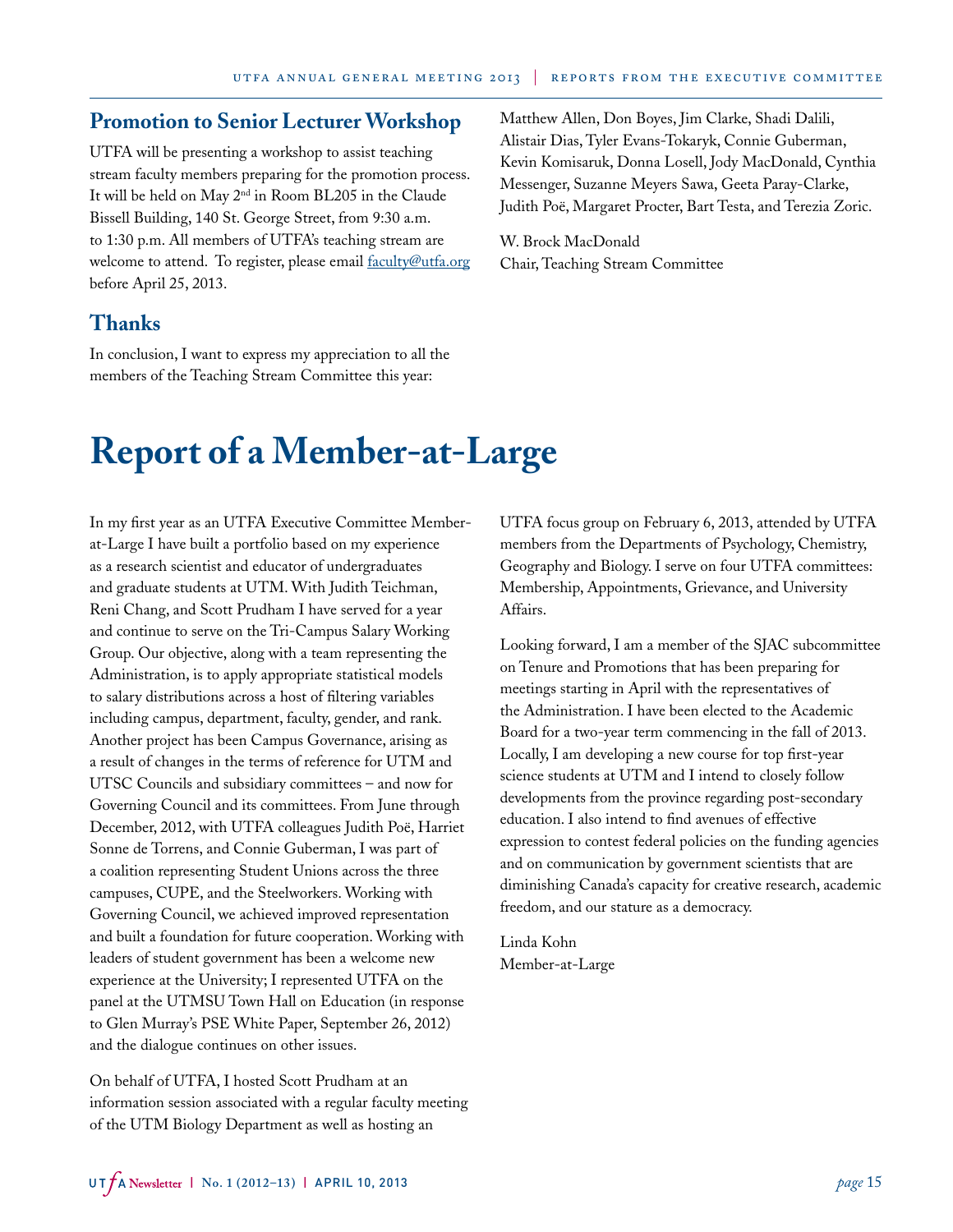## Promotion to Senior Lecturer Workshop

UTFA will be presenting a workshop to assist teaching stream faculty members preparing for the promotion process. It will be held on May 2nd in Room BL205 in the Claude Bissell Building, 140 St. George Street, from 9:30 a.m. to 1:30 p.m. All members of UTFA's teaching stream are welcome to attend. To register, please email faculty@utfa.org before April 25, 2013.

## Thanks

In conclusion, I want to express my appreciation to all the members of the Teaching Stream Committee this year: Matthew Allen, Don Boyes, Jim Clarke, Shadi Dalili, Alistair Dias, Tyler Evans-Tokaryk, Connie Guberman, Kevin Komisaruk, Donna Losell, Jody MacDonald, Cynthia Messenger, Suzanne Meyers Sawa, Geeta Paray-Clarke, Judith Poë, Margaret Procter, Bart Testa, and Terezia Zoric.

W. Brock MacDonald
Chair, Teaching Stream Committee

# Report of a Member-at-Large

In my first year as an UTFA Executive Committee Member-at-Large I have built a portfolio based on my experience as a research scientist and educator of undergraduates and graduate students at UTM. With Judith Teichman, Reni Chang, and Scott Prudham I have served for a year and continue to serve on the Tri-Campus Salary Working Group. Our objective, along with a team representing the Administration, is to apply appropriate statistical models to salary distributions across a host of filtering variables including campus, department, faculty, gender, and rank. Another project has been Campus Governance, arising as a result of changes in the terms of reference for UTM and UTSC Councils and subsidiary committees – and now for Governing Council and its committees. From June through December, 2012, with UTFA colleagues Judith Poë, Harriet Sonne de Torrens, and Connie Guberman, I was part of a coalition representing Student Unions across the three campuses, CUPE, and the Steelworkers. Working with Governing Council, we achieved improved representation and built a foundation for future cooperation. Working with leaders of student government has been a welcome new experience at the University; I represented UTFA on the panel at the UTMSU Town Hall on Education (in response to Glen Murray's PSE White Paper, September 26, 2012) and the dialogue continues on other issues.

On behalf of UTFA, I hosted Scott Prudham at an information session associated with a regular faculty meeting of the UTM Biology Department as well as hosting an UTFA focus group on February 6, 2013, attended by UTFA members from the Departments of Psychology, Chemistry, Geography and Biology. I serve on four UTFA committees: Membership, Appointments, Grievance, and University Affairs.

Looking forward, I am a member of the SJAC subcommittee on Tenure and Promotions that has been preparing for meetings starting in April with the representatives of the Administration. I have been elected to the Academic Board for a two-year term commencing in the fall of 2013. Locally, I am developing a new course for top first-year science students at UTM and I intend to closely follow developments from the province regarding post-secondary education. I also intend to find avenues of effective expression to contest federal policies on the funding agencies and on communication by government scientists that are diminishing Canada's capacity for creative research, academic freedom, and our stature as a democracy.

Linda Kohn
Member-at-Large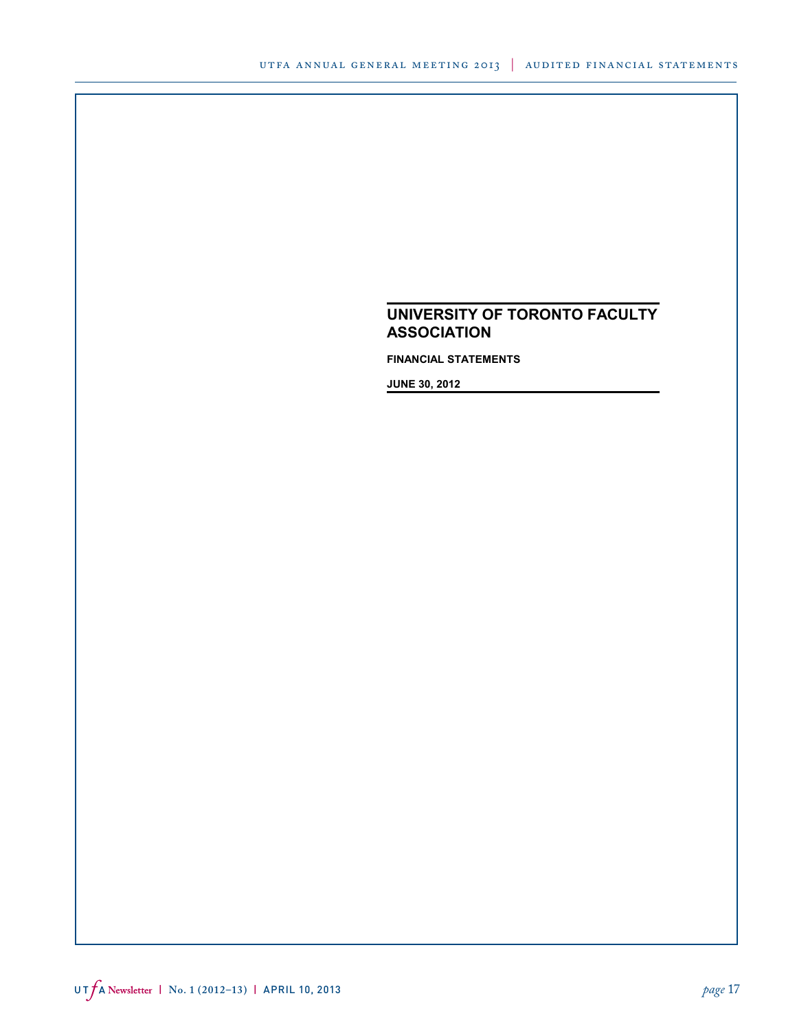# UNIVERSITY OF TORONTO FACULTY ASSOCIATION

**FINANCIAL STATEMENTS**

**JUNE 30, 2012**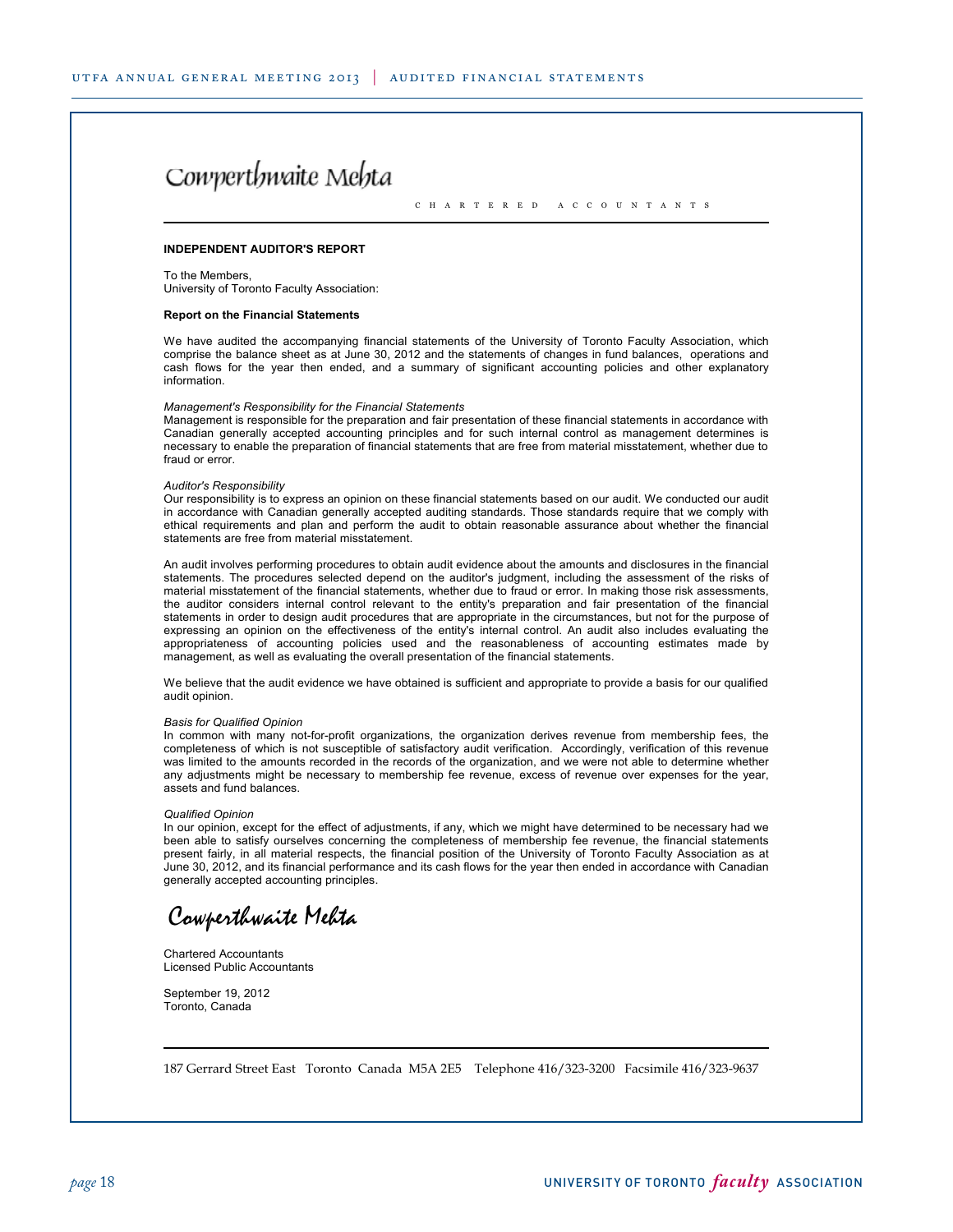Cowperthwaite Mehta

CHARTERED ACCOUNTANTS

**INDEPENDENT AUDITOR'S REPORT**

To the Members,
University of Toronto Faculty Association:

**Report on the Financial Statements**

We have audited the accompanying financial statements of the University of Toronto Faculty Association, which comprise the balance sheet as at June 30, 2012 and the statements of changes in fund balances, operations and cash flows for the year then ended, and a summary of significant accounting policies and other explanatory information.

*Management's Responsibility for the Financial Statements*
Management is responsible for the preparation and fair presentation of these financial statements in accordance with Canadian generally accepted accounting principles and for such internal control as management determines is necessary to enable the preparation of financial statements that are free from material misstatement, whether due to fraud or error.

*Auditor's Responsibility*
Our responsibility is to express an opinion on these financial statements based on our audit. We conducted our audit in accordance with Canadian generally accepted auditing standards. Those standards require that we comply with ethical requirements and plan and perform the audit to obtain reasonable assurance about whether the financial statements are free from material misstatement.

An audit involves performing procedures to obtain audit evidence about the amounts and disclosures in the financial statements. The procedures selected depend on the auditor's judgment, including the assessment of the risks of material misstatement of the financial statements, whether due to fraud or error. In making those risk assessments, the auditor considers internal control relevant to the entity's preparation and fair presentation of the financial statements in order to design audit procedures that are appropriate in the circumstances, but not for the purpose of expressing an opinion on the effectiveness of the entity's internal control. An audit also includes evaluating the appropriateness of accounting policies used and the reasonableness of accounting estimates made by management, as well as evaluating the overall presentation of the financial statements.

We believe that the audit evidence we have obtained is sufficient and appropriate to provide a basis for our qualified audit opinion.

*Basis for Qualified Opinion*
In common with many not-for-profit organizations, the organization derives revenue from membership fees, the completeness of which is not susceptible of satisfactory audit verification. Accordingly, verification of this revenue was limited to the amounts recorded in the records of the organization, and we were not able to determine whether any adjustments might be necessary to membership fee revenue, excess of revenue over expenses for the year, assets and fund balances.

*Qualified Opinion*
In our opinion, except for the effect of adjustments, if any, which we might have determined to be necessary had we been able to satisfy ourselves concerning the completeness of membership fee revenue, the financial statements present fairly, in all material respects, the financial position of the University of Toronto Faculty Association as at June 30, 2012, and its financial performance and its cash flows for the year then ended in accordance with Canadian generally accepted accounting principles.

Cowperthwaite Mehta

Chartered Accountants
Licensed Public Accountants

September 19, 2012
Toronto, Canada

187 Gerrard Street East Toronto Canada M5A 2E5 Telephone 416/323-3200 Facsimile 416/323-9637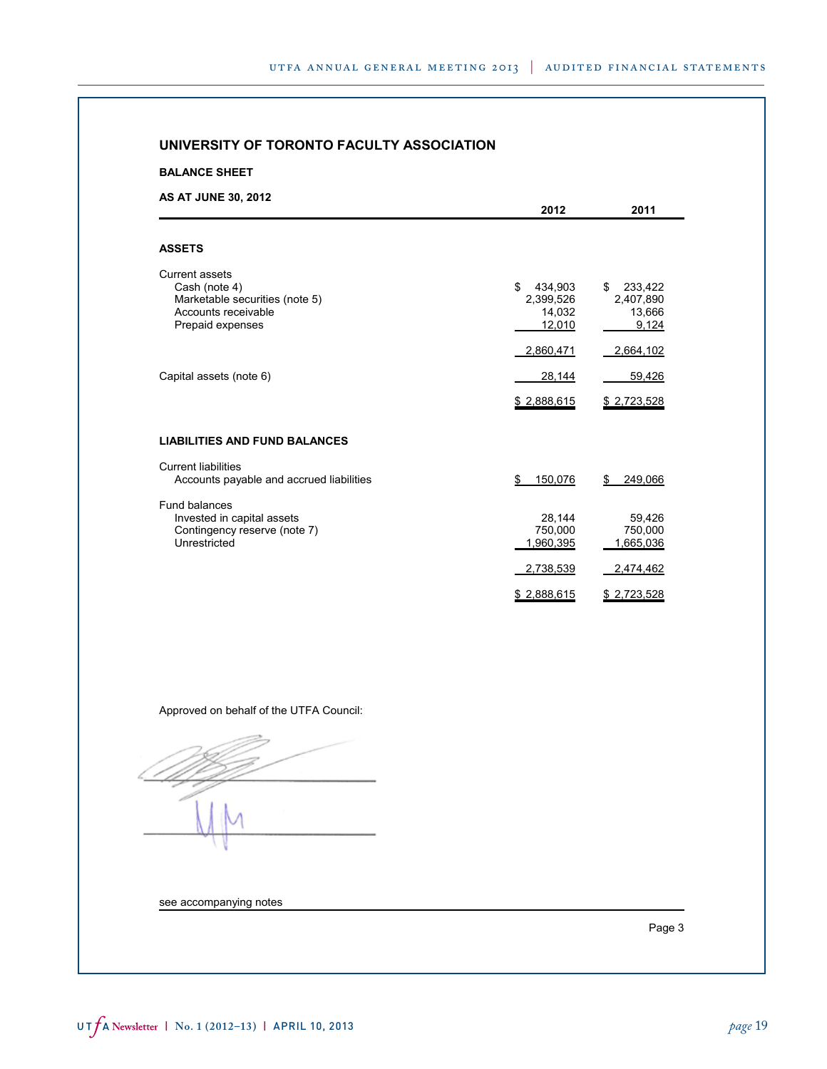# UNIVERSITY OF TORONTO FACULTY ASSOCIATION

**BALANCE SHEET**

**AS AT JUNE 30, 2012**

| | 2012 | 2011 |
|---|---|---|
| **ASSETS** | | |
| Current assets | | |
| Cash (note 4) | $ 434,903 | $ 233,422 |
| Marketable securities (note 5) | 2,399,526 | 2,407,890 |
| Accounts receivable | 14,032 | 13,666 |
| Prepaid expenses | 12,010 | 9,124 |
| | 2,860,471 | 2,664,102 |
| Capital assets (note 6) | 28,144 | 59,426 |
| | $ 2,888,615 | $ 2,723,528 |
| **LIABILITIES AND FUND BALANCES** | | |
| Current liabilities | | |
| Accounts payable and accrued liabilities | $ 150,076 | $ 249,066 |
| Fund balances | | |
| Invested in capital assets | 28,144 | 59,426 |
| Contingency reserve (note 7) | 750,000 | 750,000 |
| Unrestricted | 1,960,395 | 1,665,036 |
| | 2,738,539 | 2,474,462 |
| | $ 2,888,615 | $ 2,723,528 |

Approved on behalf of the UTFA Council:

______________________________

______________________________

see accompanying notes

Page 3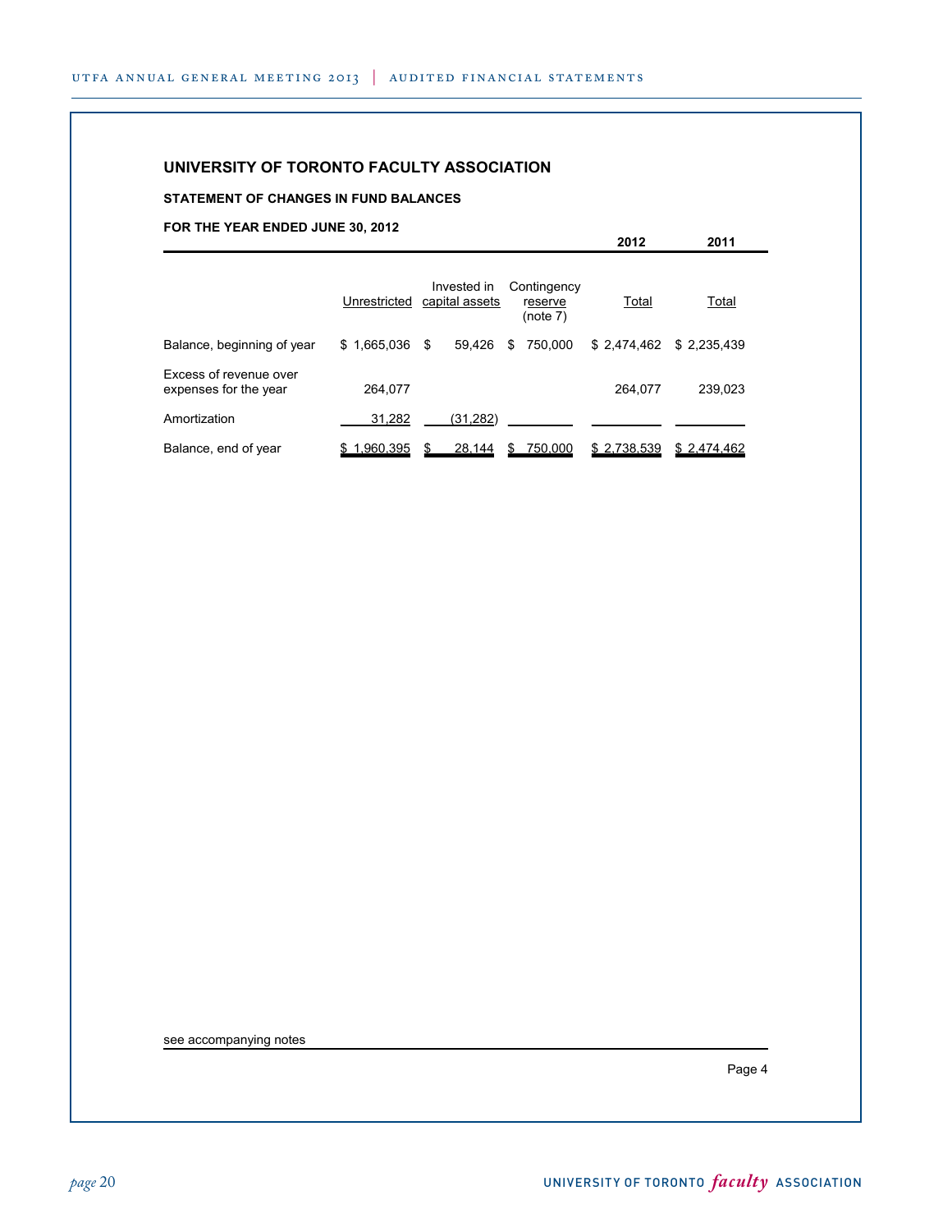## UNIVERSITY OF TORONTO FACULTY ASSOCIATION

**STATEMENT OF CHANGES IN FUND BALANCES**

**FOR THE YEAR ENDED JUNE 30, 2012**

| | | | | 2012 | 2011 |
|---|---|---|---|---|---|
| | Unrestricted | Invested in capital assets | Contingency reserve (note 7) | Total | Total |
| Balance, beginning of year | $ 1,665,036 | $ 59,426 | $ 750,000 | $ 2,474,462 | $ 2,235,439 |
| Excess of revenue over expenses for the year | 264,077 | | | 264,077 | 239,023 |
| Amortization | 31,282 | (31,282) | | | |
| Balance, end of year | $ 1,960,395 | $ 28,144 | $ 750,000 | $ 2,738,539 | $ 2,474,462 |

see accompanying notes

Page 4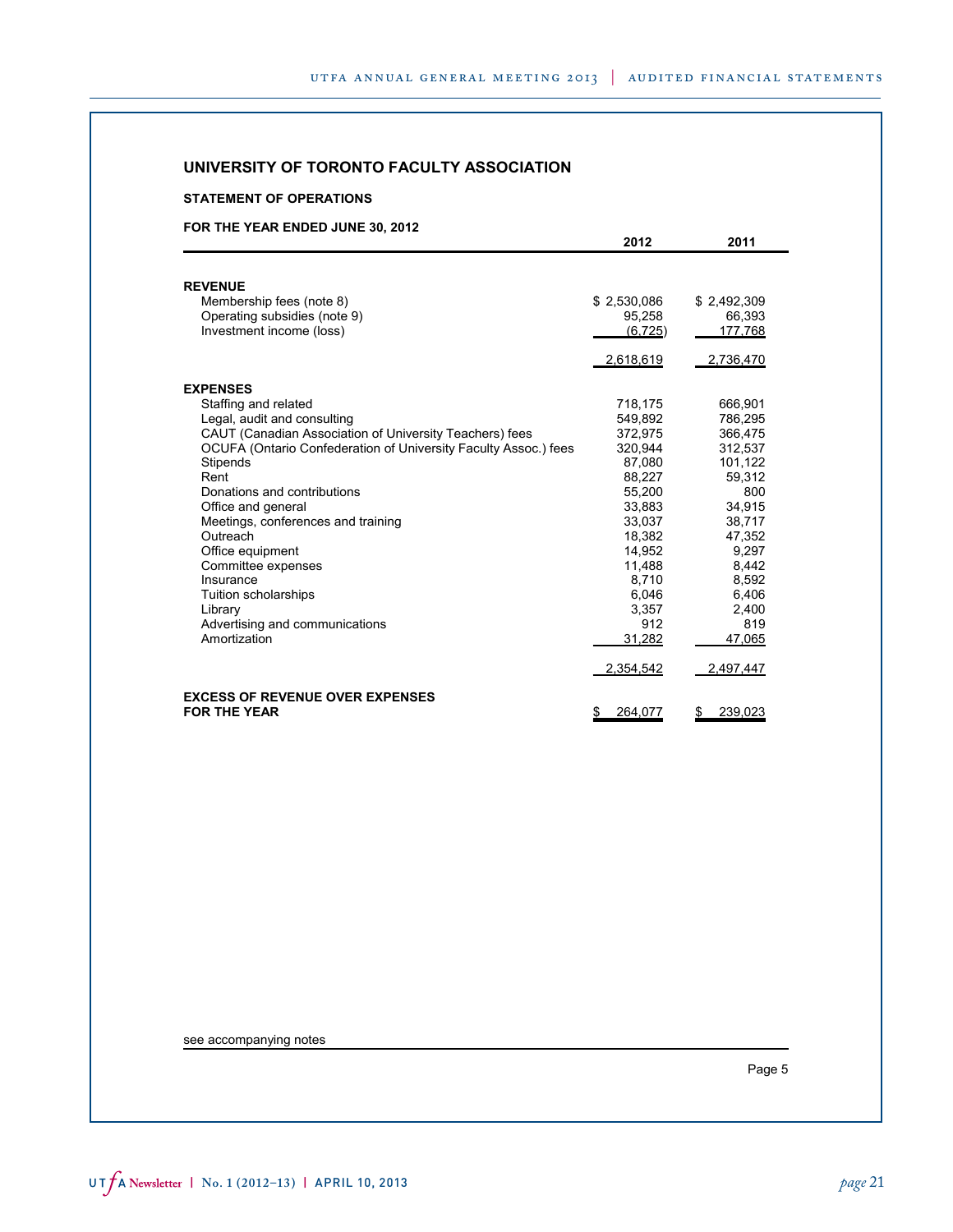## UNIVERSITY OF TORONTO FACULTY ASSOCIATION

**STATEMENT OF OPERATIONS**

**FOR THE YEAR ENDED JUNE 30, 2012**

| | 2012 | 2011 |
|---|---|---|
| **REVENUE** | | |
| Membership fees (note 8) | $ 2,530,086 | $ 2,492,309 |
| Operating subsidies (note 9) | 95,258 | 66,393 |
| Investment income (loss) | (6,725) | 177,768 |
| | 2,618,619 | 2,736,470 |
| **EXPENSES** | | |
| Staffing and related | 718,175 | 666,901 |
| Legal, audit and consulting | 549,892 | 786,295 |
| CAUT (Canadian Association of University Teachers) fees | 372,975 | 366,475 |
| OCUFA (Ontario Confederation of University Faculty Assoc.) fees | 320,944 | 312,537 |
| Stipends | 87,080 | 101,122 |
| Rent | 88,227 | 59,312 |
| Donations and contributions | 55,200 | 800 |
| Office and general | 33,883 | 34,915 |
| Meetings, conferences and training | 33,037 | 38,717 |
| Outreach | 18,382 | 47,352 |
| Office equipment | 14,952 | 9,297 |
| Committee expenses | 11,488 | 8,442 |
| Insurance | 8,710 | 8,592 |
| Tuition scholarships | 6,046 | 6,406 |
| Library | 3,357 | 2,400 |
| Advertising and communications | 912 | 819 |
| Amortization | 31,282 | 47,065 |
| | 2,354,542 | 2,497,447 |
| **EXCESS OF REVENUE OVER EXPENSES FOR THE YEAR** | $ 264,077 | $ 239,023 |

see accompanying notes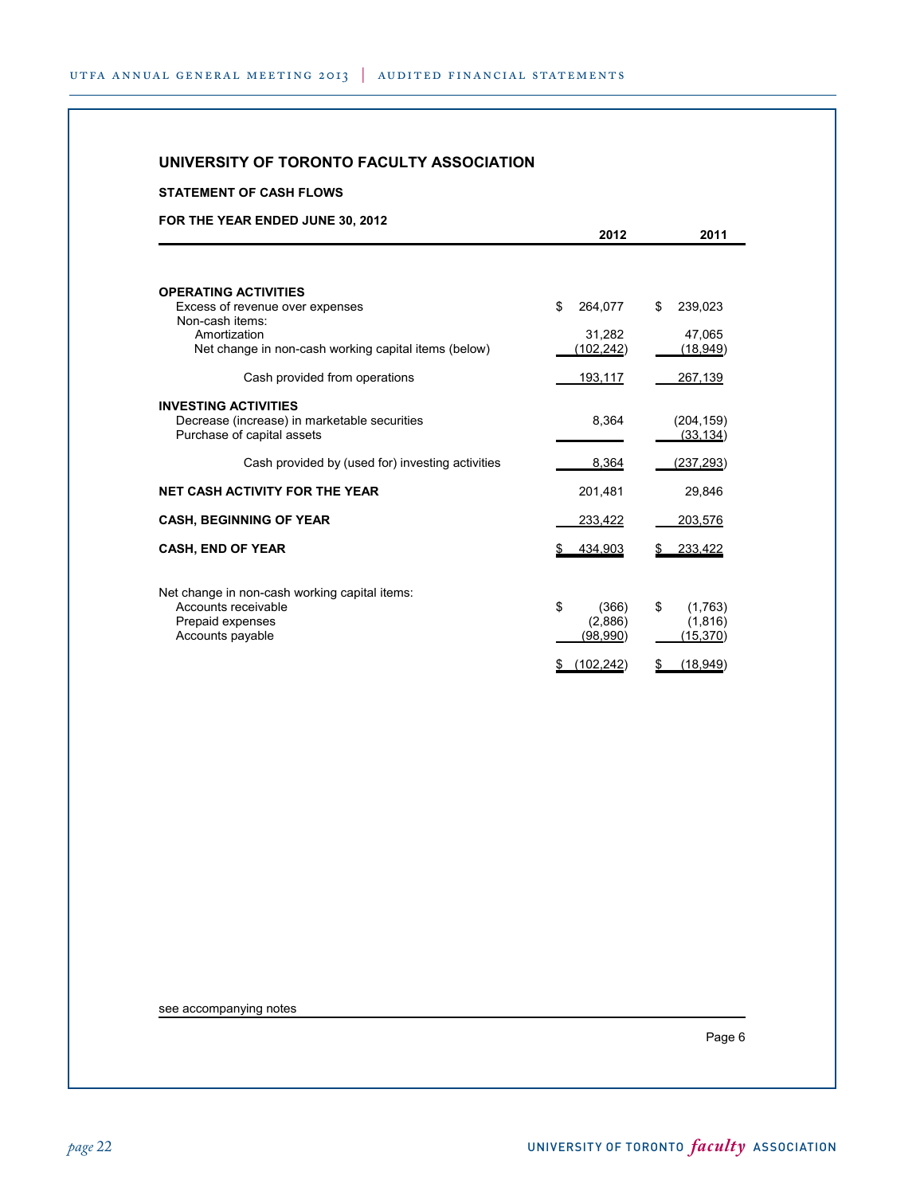# UNIVERSITY OF TORONTO FACULTY ASSOCIATION

**STATEMENT OF CASH FLOWS**

**FOR THE YEAR ENDED JUNE 30, 2012**

| | 2012 | 2011 |
|---|---|---|
| **OPERATING ACTIVITIES** | | |
| Excess of revenue over expenses | $ 264,077 | $ 239,023 |
| Non-cash items: | | |
| Amortization | 31,282 | 47,065 |
| Net change in non-cash working capital items (below) | (102,242) | (18,949) |
| Cash provided from operations | 193,117 | 267,139 |
| **INVESTING ACTIVITIES** | | |
| Decrease (increase) in marketable securities | 8,364 | (204,159) |
| Purchase of capital assets | | (33,134) |
| Cash provided by (used for) investing activities | 8,364 | (237,293) |
| **NET CASH ACTIVITY FOR THE YEAR** | 201,481 | 29,846 |
| **CASH, BEGINNING OF YEAR** | 233,422 | 203,576 |
| **CASH, END OF YEAR** | $ 434,903 | $ 233,422 |

| | 2012 | 2011 |
|---|---|---|
| Net change in non-cash working capital items: | | |
| Accounts receivable | $ (366) | $ (1,763) |
| Prepaid expenses | (2,886) | (1,816) |
| Accounts payable | (98,990) | (15,370) |
| | $ (102,242) | $ (18,949) |

see accompanying notes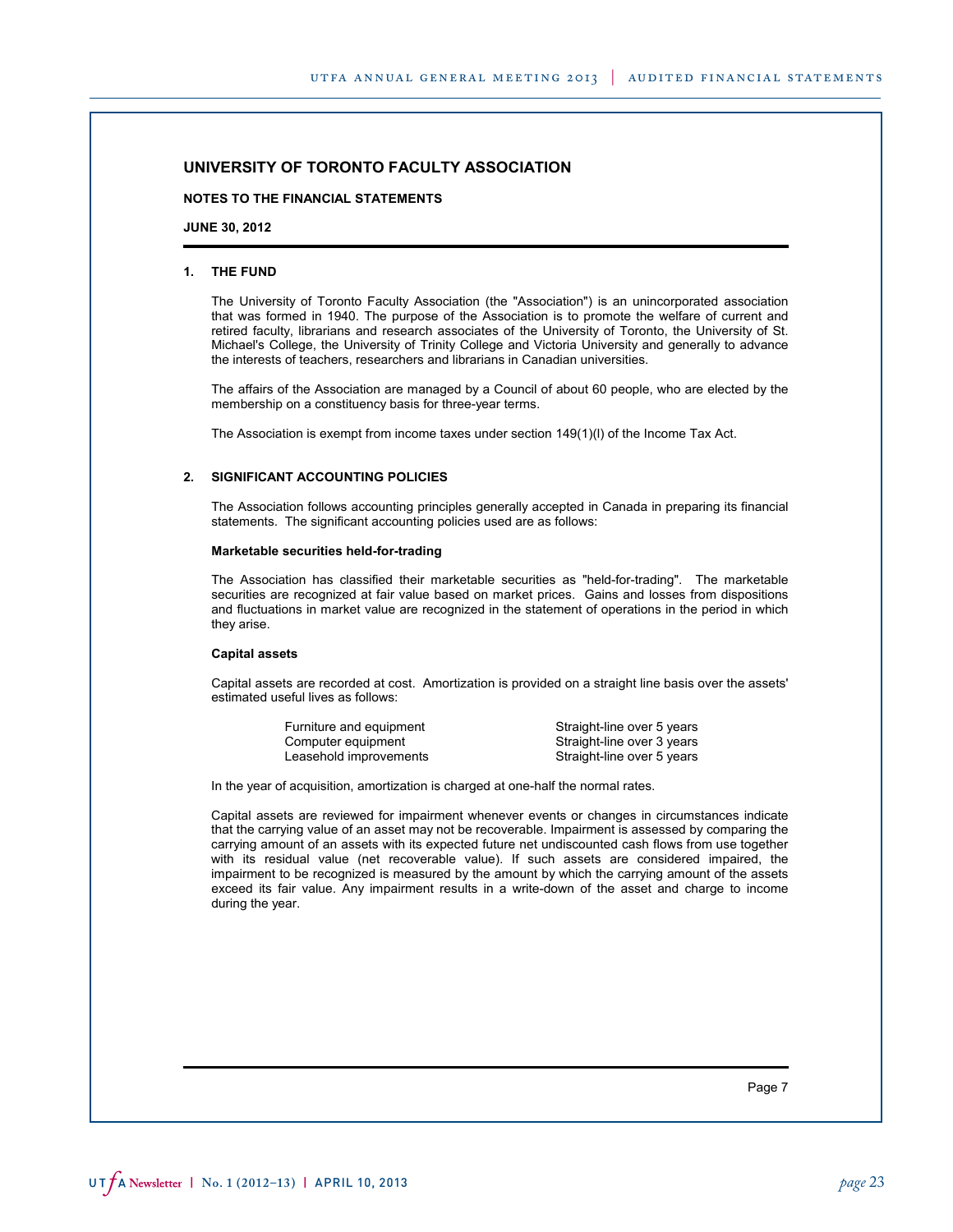# UNIVERSITY OF TORONTO FACULTY ASSOCIATION

**NOTES TO THE FINANCIAL STATEMENTS**

**JUNE 30, 2012**

## 1. THE FUND

The University of Toronto Faculty Association (the "Association") is an unincorporated association that was formed in 1940. The purpose of the Association is to promote the welfare of current and retired faculty, librarians and research associates of the University of Toronto, the University of St. Michael's College, the University of Trinity College and Victoria University and generally to advance the interests of teachers, researchers and librarians in Canadian universities.

The affairs of the Association are managed by a Council of about 60 people, who are elected by the membership on a constituency basis for three-year terms.

The Association is exempt from income taxes under section 149(1)(l) of the Income Tax Act.

## 2. SIGNIFICANT ACCOUNTING POLICIES

The Association follows accounting principles generally accepted in Canada in preparing its financial statements. The significant accounting policies used are as follows:

**Marketable securities held-for-trading**

The Association has classified their marketable securities as "held-for-trading". The marketable securities are recognized at fair value based on market prices. Gains and losses from dispositions and fluctuations in market value are recognized in the statement of operations in the period in which they arise.

**Capital assets**

Capital assets are recorded at cost. Amortization is provided on a straight line basis over the assets' estimated useful lives as follows:

| | |
|---|---|
| Furniture and equipment | Straight-line over 5 years |
| Computer equipment | Straight-line over 3 years |
| Leasehold improvements | Straight-line over 5 years |

In the year of acquisition, amortization is charged at one-half the normal rates.

Capital assets are reviewed for impairment whenever events or changes in circumstances indicate that the carrying value of an asset may not be recoverable. Impairment is assessed by comparing the carrying amount of an assets with its expected future net undiscounted cash flows from use together with its residual value (net recoverable value). If such assets are considered impaired, the impairment to be recognized is measured by the amount by which the carrying amount of the assets exceed its fair value. Any impairment results in a write-down of the asset and charge to income during the year.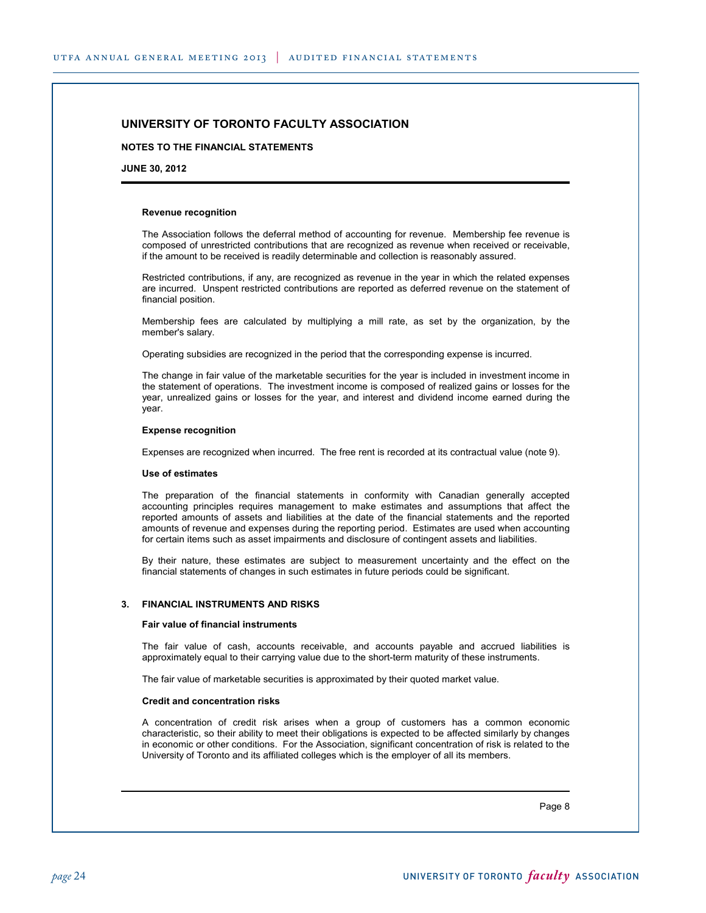## UNIVERSITY OF TORONTO FACULTY ASSOCIATION

**NOTES TO THE FINANCIAL STATEMENTS**

**JUNE 30, 2012**

**Revenue recognition**

The Association follows the deferral method of accounting for revenue. Membership fee revenue is composed of unrestricted contributions that are recognized as revenue when received or receivable, if the amount to be received is readily determinable and collection is reasonably assured.

Restricted contributions, if any, are recognized as revenue in the year in which the related expenses are incurred. Unspent restricted contributions are reported as deferred revenue on the statement of financial position.

Membership fees are calculated by multiplying a mill rate, as set by the organization, by the member's salary.

Operating subsidies are recognized in the period that the corresponding expense is incurred.

The change in fair value of the marketable securities for the year is included in investment income in the statement of operations. The investment income is composed of realized gains or losses for the year, unrealized gains or losses for the year, and interest and dividend income earned during the year.

**Expense recognition**

Expenses are recognized when incurred. The free rent is recorded at its contractual value (note 9).

**Use of estimates**

The preparation of the financial statements in conformity with Canadian generally accepted accounting principles requires management to make estimates and assumptions that affect the reported amounts of assets and liabilities at the date of the financial statements and the reported amounts of revenue and expenses during the reporting period. Estimates are used when accounting for certain items such as asset impairments and disclosure of contingent assets and liabilities.

By their nature, these estimates are subject to measurement uncertainty and the effect on the financial statements of changes in such estimates in future periods could be significant.

**3. FINANCIAL INSTRUMENTS AND RISKS**

**Fair value of financial instruments**

The fair value of cash, accounts receivable, and accounts payable and accrued liabilities is approximately equal to their carrying value due to the short-term maturity of these instruments.

The fair value of marketable securities is approximated by their quoted market value.

**Credit and concentration risks**

A concentration of credit risk arises when a group of customers has a common economic characteristic, so their ability to meet their obligations is expected to be affected similarly by changes in economic or other conditions. For the Association, significant concentration of risk is related to the University of Toronto and its affiliated colleges which is the employer of all its members.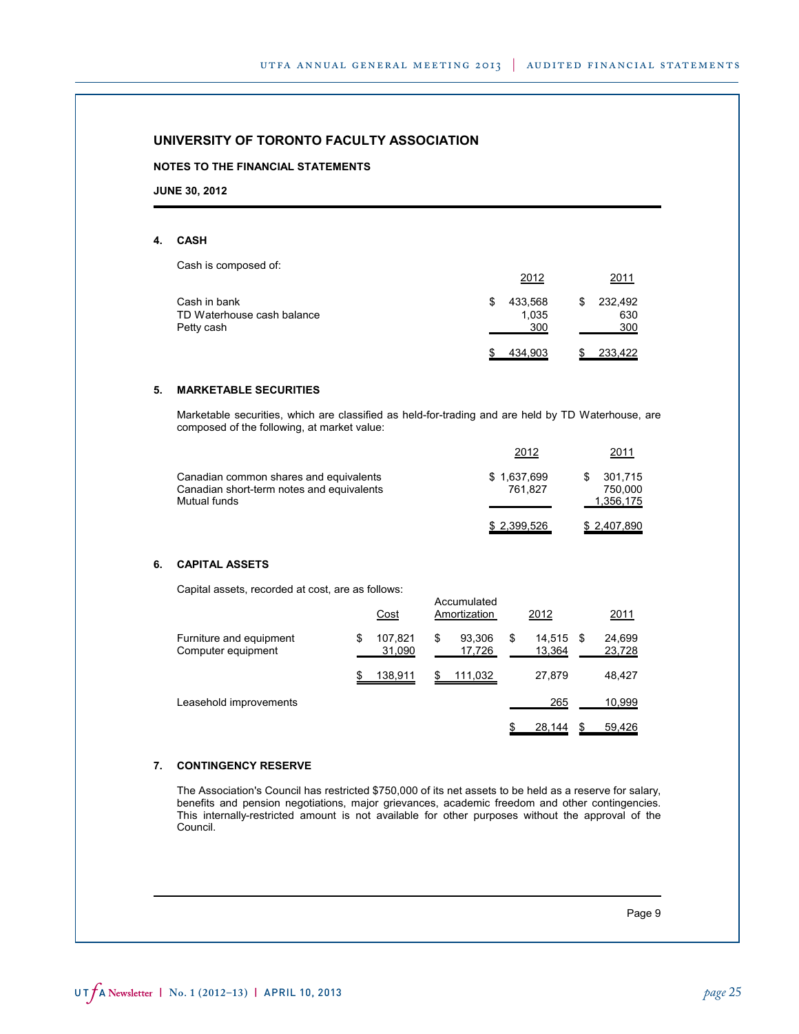## UNIVERSITY OF TORONTO FACULTY ASSOCIATION

**NOTES TO THE FINANCIAL STATEMENTS**

**JUNE 30, 2012**

### 4. CASH

Cash is composed of:

| | 2012 | 2011 |
|---|---|---|
| Cash in bank | $ 433,568 | $ 232,492 |
| TD Waterhouse cash balance | 1,035 | 630 |
| Petty cash | 300 | 300 |
| | $ 434,903 | $ 233,422 |

### 5. MARKETABLE SECURITIES

Marketable securities, which are classified as held-for-trading and are held by TD Waterhouse, are composed of the following, at market value:

| | 2012 | 2011 |
|---|---|---|
| Canadian common shares and equivalents | $ 1,637,699 | $ 301,715 |
| Canadian short-term notes and equivalents | 761,827 | 750,000 |
| Mutual funds | | 1,356,175 |
| | $ 2,399,526 | $ 2,407,890 |

### 6. CAPITAL ASSETS

Capital assets, recorded at cost, are as follows:

| | Cost | Accumulated Amortization | 2012 | 2011 |
|---|---|---|---|---|
| Furniture and equipment | $ 107,821 | $ 93,306 | $ 14,515 | $ 24,699 |
| Computer equipment | 31,090 | 17,726 | 13,364 | 23,728 |
| | $ 138,911 | $ 111,032 | 27,879 | 48,427 |
| Leasehold improvements | | | 265 | 10,999 |
| | | | $ 28,144 | $ 59,426 |

### 7. CONTINGENCY RESERVE

The Association's Council has restricted $750,000 of its net assets to be held as a reserve for salary, benefits and pension negotiations, major grievances, academic freedom and other contingencies. This internally-restricted amount is not available for other purposes without the approval of the Council.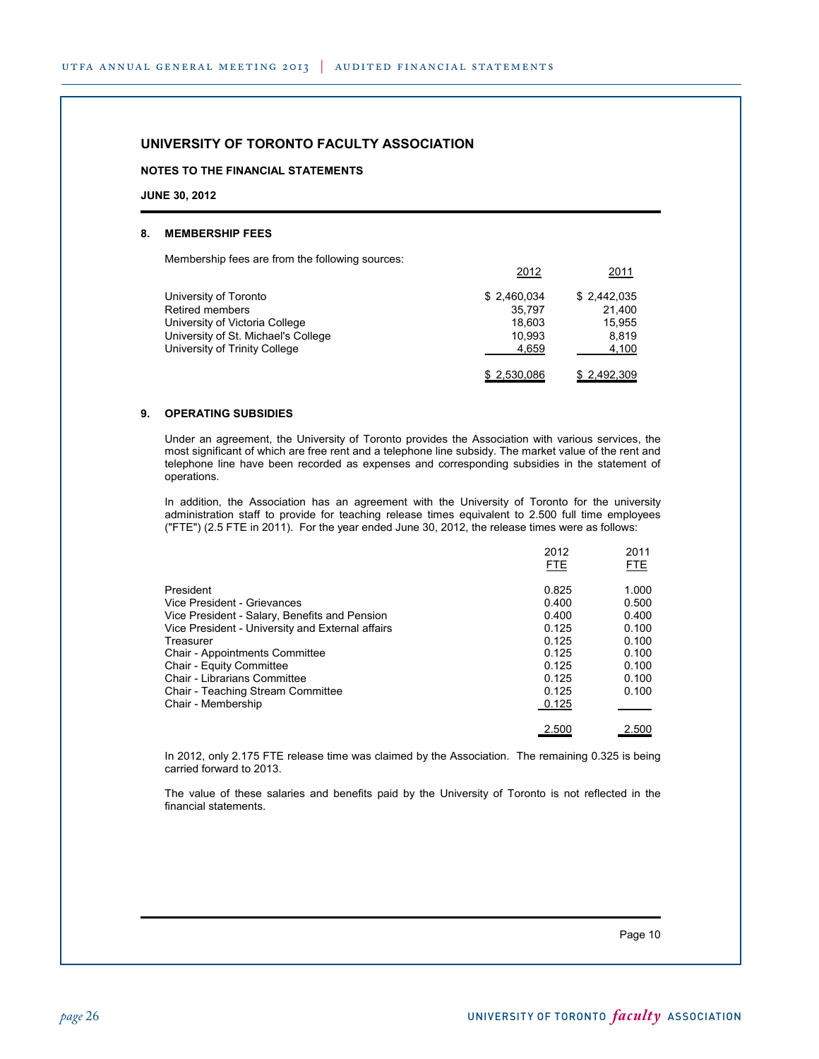# UNIVERSITY OF TORONTO FACULTY ASSOCIATION

**NOTES TO THE FINANCIAL STATEMENTS**

**JUNE 30, 2012**

## 8. MEMBERSHIP FEES

Membership fees are from the following sources:

| | 2012 | 2011 |
|---|---|---|
| University of Toronto | $ 2,460,034 | $ 2,442,035 |
| Retired members | 35,797 | 21,400 |
| University of Victoria College | 18,603 | 15,955 |
| University of St. Michael's College | 10,993 | 8,819 |
| University of Trinity College | 4,659 | 4,100 |
| | $ 2,530,086 | $ 2,492,309 |

## 9. OPERATING SUBSIDIES

Under an agreement, the University of Toronto provides the Association with various services, the most significant of which are free rent and a telephone line subsidy. The market value of the rent and telephone line have been recorded as expenses and corresponding subsidies in the statement of operations.

In addition, the Association has an agreement with the University of Toronto for the university administration staff to provide for teaching release times equivalent to 2.500 full time employees ("FTE") (2.5 FTE in 2011). For the year ended June 30, 2012, the release times were as follows:

| | 2012 FTE | 2011 FTE |
|---|---|---|
| President | 0.825 | 1.000 |
| Vice President - Grievances | 0.400 | 0.500 |
| Vice President - Salary, Benefits and Pension | 0.400 | 0.400 |
| Vice President - University and External affairs | 0.125 | 0.100 |
| Treasurer | 0.125 | 0.100 |
| Chair - Appointments Committee | 0.125 | 0.100 |
| Chair - Equity Committee | 0.125 | 0.100 |
| Chair - Librarians Committee | 0.125 | 0.100 |
| Chair - Teaching Stream Committee | 0.125 | 0.100 |
| Chair - Membership | 0.125 | |
| | 2.500 | 2.500 |

In 2012, only 2.175 FTE release time was claimed by the Association. The remaining 0.325 is being carried forward to 2013.

The value of these salaries and benefits paid by the University of Toronto is not reflected in the financial statements.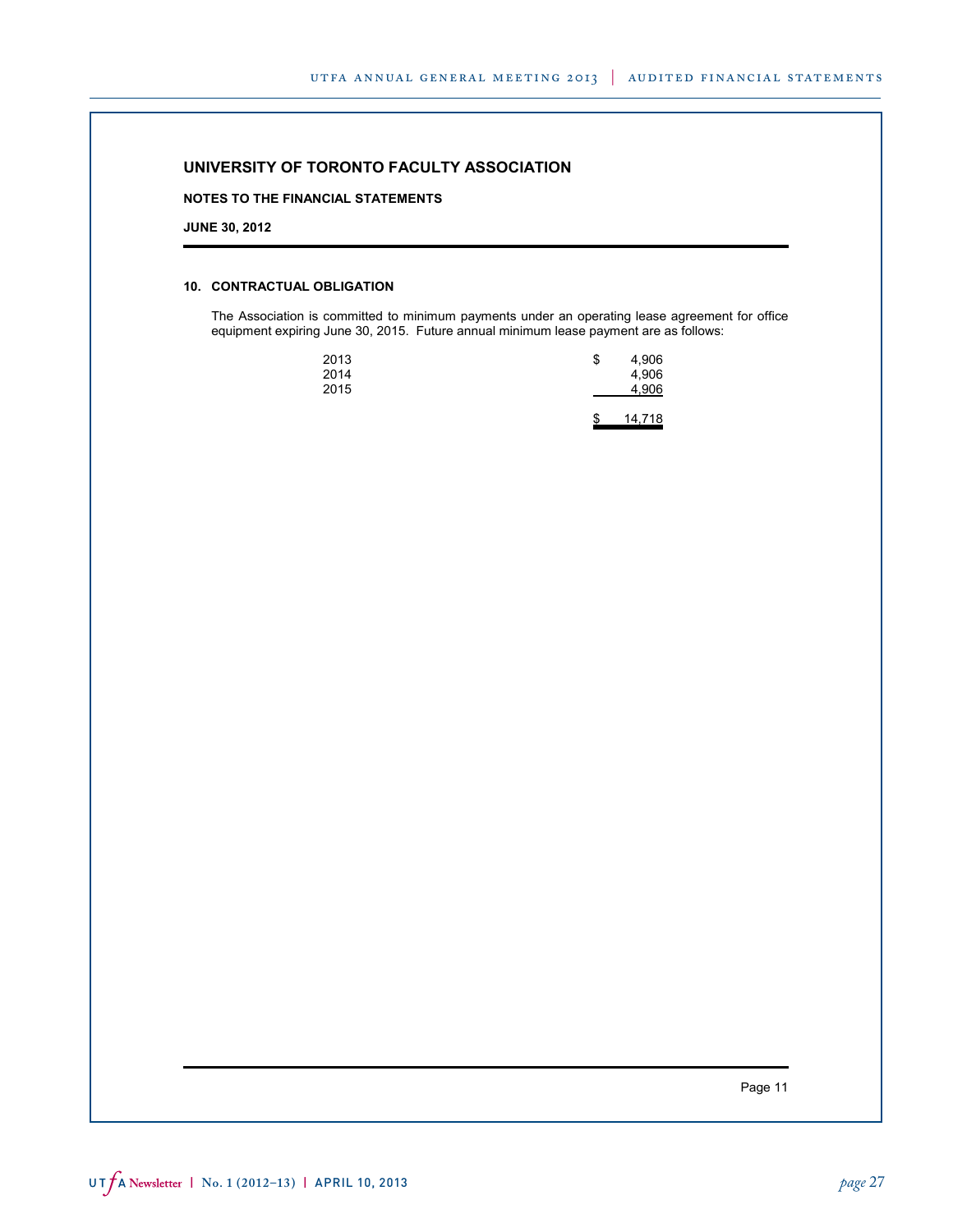# UNIVERSITY OF TORONTO FACULTY ASSOCIATION

**NOTES TO THE FINANCIAL STATEMENTS**

**JUNE 30, 2012**

### 10. CONTRACTUAL OBLIGATION

The Association is committed to minimum payments under an operating lease agreement for office equipment expiring June 30, 2015. Future annual minimum lease payment are as follows:

| | |
|---|---|
| 2013 | $ 4,906 |
| 2014 | 4,906 |
| 2015 | 4,906 |
| | $ 14,718 |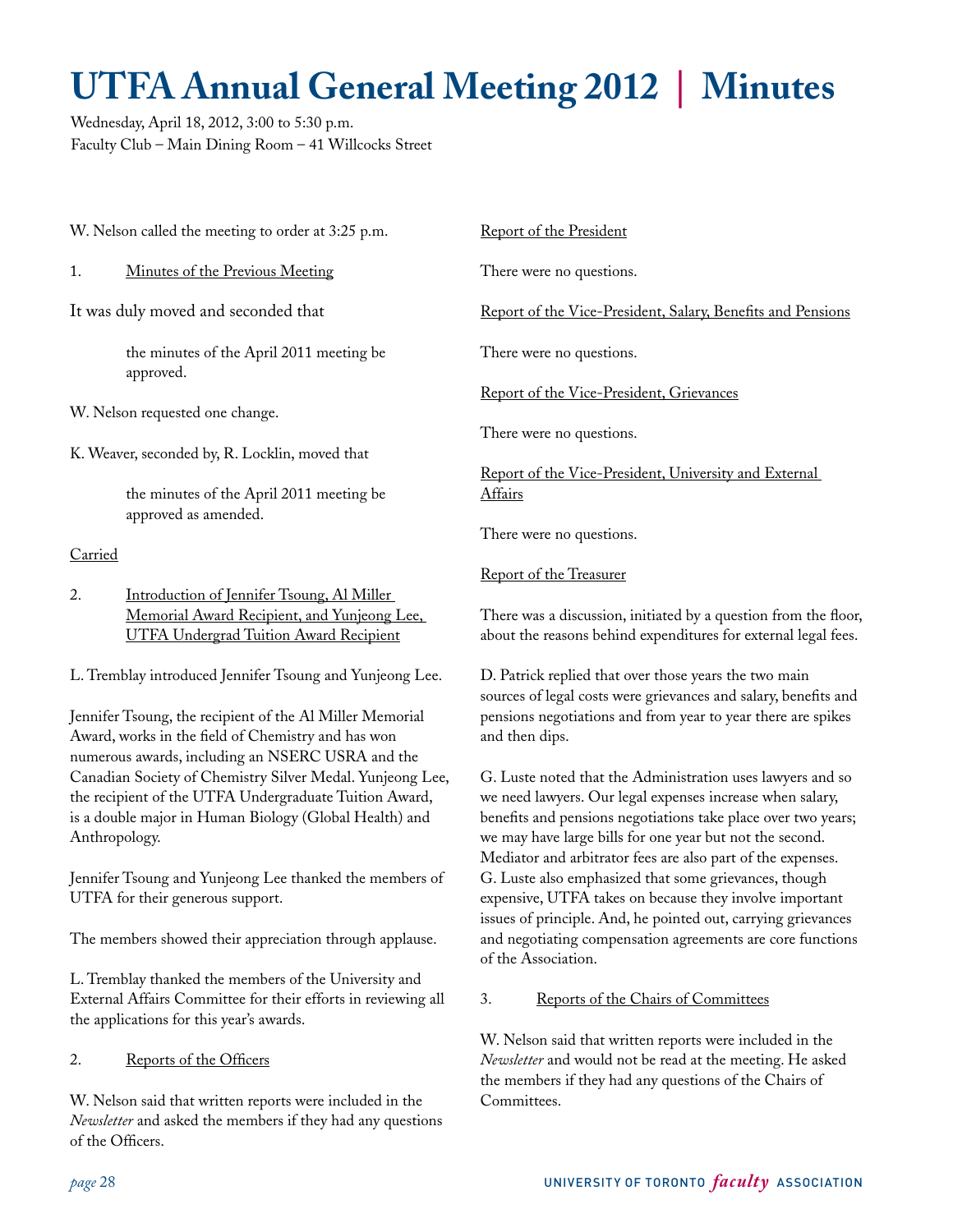# UTFA Annual General Meeting 2012 | Minutes

Wednesday, April 18, 2012, 3:00 to 5:30 p.m.
Faculty Club – Main Dining Room – 41 Willcocks Street

W. Nelson called the meeting to order at 3:25 p.m.

1. Minutes of the Previous Meeting

It was duly moved and seconded that

> the minutes of the April 2011 meeting be approved.

W. Nelson requested one change.

K. Weaver, seconded by, R. Locklin, moved that

> the minutes of the April 2011 meeting be approved as amended.

Carried

2. Introduction of Jennifer Tsoung, Al Miller Memorial Award Recipient, and Yunjeong Lee, UTFA Undergrad Tuition Award Recipient

L. Tremblay introduced Jennifer Tsoung and Yunjeong Lee.

Jennifer Tsoung, the recipient of the Al Miller Memorial Award, works in the field of Chemistry and has won numerous awards, including an NSERC USRA and the Canadian Society of Chemistry Silver Medal. Yunjeong Lee, the recipient of the UTFA Undergraduate Tuition Award, is a double major in Human Biology (Global Health) and Anthropology.

Jennifer Tsoung and Yunjeong Lee thanked the members of UTFA for their generous support.

The members showed their appreciation through applause.

L. Tremblay thanked the members of the University and External Affairs Committee for their efforts in reviewing all the applications for this year's awards.

2. Reports of the Officers

W. Nelson said that written reports were included in the *Newsletter* and asked the members if they had any questions of the Officers.

Report of the President

There were no questions.

Report of the Vice-President, Salary, Benefits and Pensions

There were no questions.

Report of the Vice-President, Grievances

There were no questions.

Report of the Vice-President, University and External Affairs

There were no questions.

Report of the Treasurer

There was a discussion, initiated by a question from the floor, about the reasons behind expenditures for external legal fees.

D. Patrick replied that over those years the two main sources of legal costs were grievances and salary, benefits and pensions negotiations and from year to year there are spikes and then dips.

G. Luste noted that the Administration uses lawyers and so we need lawyers. Our legal expenses increase when salary, benefits and pensions negotiations take place over two years; we may have large bills for one year but not the second. Mediator and arbitrator fees are also part of the expenses. G. Luste also emphasized that some grievances, though expensive, UTFA takes on because they involve important issues of principle. And, he pointed out, carrying grievances and negotiating compensation agreements are core functions of the Association.

3. Reports of the Chairs of Committees

W. Nelson said that written reports were included in the *Newsletter* and would not be read at the meeting. He asked the members if they had any questions of the Chairs of Committees.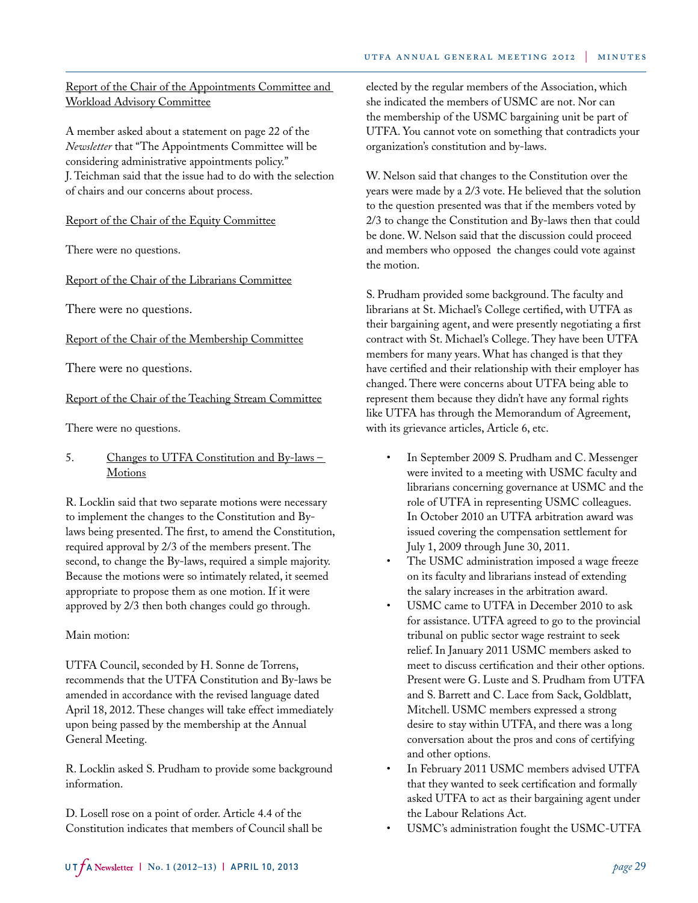Report of the Chair of the Appointments Committee and Workload Advisory Committee

A member asked about a statement on page 22 of the *Newsletter* that "The Appointments Committee will be considering administrative appointments policy." J. Teichman said that the issue had to do with the selection of chairs and our concerns about process.

Report of the Chair of the Equity Committee

There were no questions.

Report of the Chair of the Librarians Committee

There were no questions.

Report of the Chair of the Membership Committee

There were no questions.

Report of the Chair of the Teaching Stream Committee

There were no questions.

5. Changes to UTFA Constitution and By-laws – Motions

R. Locklin said that two separate motions were necessary to implement the changes to the Constitution and By-laws being presented. The first, to amend the Constitution, required approval by 2/3 of the members present. The second, to change the By-laws, required a simple majority. Because the motions were so intimately related, it seemed appropriate to propose them as one motion. If it were approved by 2/3 then both changes could go through.

Main motion:

UTFA Council, seconded by H. Sonne de Torrens, recommends that the UTFA Constitution and By-laws be amended in accordance with the revised language dated April 18, 2012. These changes will take effect immediately upon being passed by the membership at the Annual General Meeting.

R. Locklin asked S. Prudham to provide some background information.

D. Losell rose on a point of order. Article 4.4 of the Constitution indicates that members of Council shall be elected by the regular members of the Association, which she indicated the members of USMC are not. Nor can the membership of the USMC bargaining unit be part of UTFA. You cannot vote on something that contradicts your organization's constitution and by-laws.

W. Nelson said that changes to the Constitution over the years were made by a 2/3 vote. He believed that the solution to the question presented was that if the members voted by 2/3 to change the Constitution and By-laws then that could be done. W. Nelson said that the discussion could proceed and members who opposed the changes could vote against the motion.

S. Prudham provided some background. The faculty and librarians at St. Michael's College certified, with UTFA as their bargaining agent, and were presently negotiating a first contract with St. Michael's College. They have been UTFA members for many years. What has changed is that they have certified and their relationship with their employer has changed. There were concerns about UTFA being able to represent them because they didn't have any formal rights like UTFA has through the Memorandum of Agreement, with its grievance articles, Article 6, etc.

- In September 2009 S. Prudham and C. Messenger were invited to a meeting with USMC faculty and librarians concerning governance at USMC and the role of UTFA in representing USMC colleagues. In October 2010 an UTFA arbitration award was issued covering the compensation settlement for July 1, 2009 through June 30, 2011.
- The USMC administration imposed a wage freeze on its faculty and librarians instead of extending the salary increases in the arbitration award.
- USMC came to UTFA in December 2010 to ask for assistance. UTFA agreed to go to the provincial tribunal on public sector wage restraint to seek relief. In January 2011 USMC members asked to meet to discuss certification and their other options. Present were G. Luste and S. Prudham from UTFA and S. Barrett and C. Lace from Sack, Goldblatt, Mitchell. USMC members expressed a strong desire to stay within UTFA, and there was a long conversation about the pros and cons of certifying and other options.
- In February 2011 USMC members advised UTFA that they wanted to seek certification and formally asked UTFA to act as their bargaining agent under the Labour Relations Act.
- USMC's administration fought the USMC-UTFA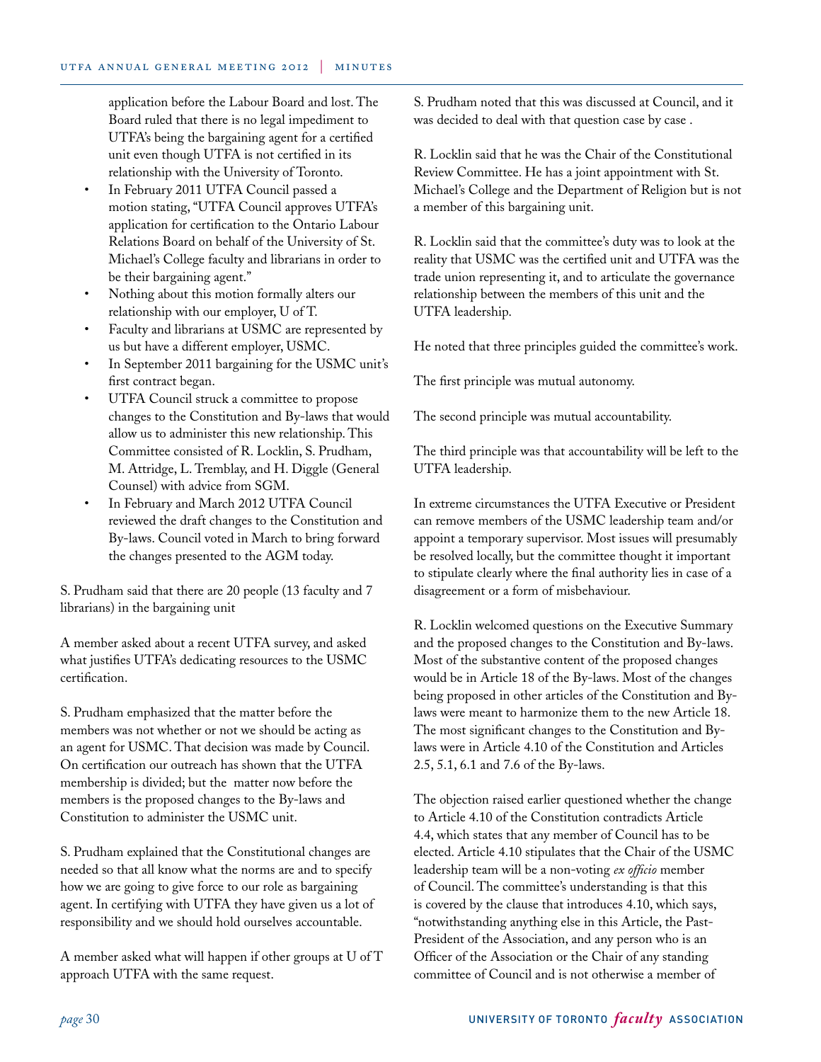application before the Labour Board and lost. The Board ruled that there is no legal impediment to UTFA's being the bargaining agent for a certified unit even though UTFA is not certified in its relationship with the University of Toronto.

- In February 2011 UTFA Council passed a motion stating, "UTFA Council approves UTFA's application for certification to the Ontario Labour Relations Board on behalf of the University of St. Michael's College faculty and librarians in order to be their bargaining agent."
- Nothing about this motion formally alters our relationship with our employer, U of T.
- Faculty and librarians at USMC are represented by us but have a different employer, USMC.
- In September 2011 bargaining for the USMC unit's first contract began.
- UTFA Council struck a committee to propose changes to the Constitution and By-laws that would allow us to administer this new relationship. This Committee consisted of R. Locklin, S. Prudham, M. Attridge, L. Tremblay, and H. Diggle (General Counsel) with advice from SGM.
- In February and March 2012 UTFA Council reviewed the draft changes to the Constitution and By-laws. Council voted in March to bring forward the changes presented to the AGM today.

S. Prudham said that there are 20 people (13 faculty and 7 librarians) in the bargaining unit

A member asked about a recent UTFA survey, and asked what justifies UTFA's dedicating resources to the USMC certification.

S. Prudham emphasized that the matter before the members was not whether or not we should be acting as an agent for USMC. That decision was made by Council. On certification our outreach has shown that the UTFA membership is divided; but the matter now before the members is the proposed changes to the By-laws and Constitution to administer the USMC unit.

S. Prudham explained that the Constitutional changes are needed so that all know what the norms are and to specify how we are going to give force to our role as bargaining agent. In certifying with UTFA they have given us a lot of responsibility and we should hold ourselves accountable.

A member asked what will happen if other groups at U of T approach UTFA with the same request.

S. Prudham noted that this was discussed at Council, and it was decided to deal with that question case by case .

R. Locklin said that he was the Chair of the Constitutional Review Committee. He has a joint appointment with St. Michael's College and the Department of Religion but is not a member of this bargaining unit.

R. Locklin said that the committee's duty was to look at the reality that USMC was the certified unit and UTFA was the trade union representing it, and to articulate the governance relationship between the members of this unit and the UTFA leadership.

He noted that three principles guided the committee's work.

The first principle was mutual autonomy.

The second principle was mutual accountability.

The third principle was that accountability will be left to the UTFA leadership.

In extreme circumstances the UTFA Executive or President can remove members of the USMC leadership team and/or appoint a temporary supervisor. Most issues will presumably be resolved locally, but the committee thought it important to stipulate clearly where the final authority lies in case of a disagreement or a form of misbehaviour.

R. Locklin welcomed questions on the Executive Summary and the proposed changes to the Constitution and By-laws. Most of the substantive content of the proposed changes would be in Article 18 of the By-laws. Most of the changes being proposed in other articles of the Constitution and By-laws were meant to harmonize them to the new Article 18. The most significant changes to the Constitution and By-laws were in Article 4.10 of the Constitution and Articles 2.5, 5.1, 6.1 and 7.6 of the By-laws.

The objection raised earlier questioned whether the change to Article 4.10 of the Constitution contradicts Article 4.4, which states that any member of Council has to be elected. Article 4.10 stipulates that the Chair of the USMC leadership team will be a non-voting *ex officio* member of Council. The committee's understanding is that this is covered by the clause that introduces 4.10, which says, "notwithstanding anything else in this Article, the Past-President of the Association, and any person who is an Officer of the Association or the Chair of any standing committee of Council and is not otherwise a member of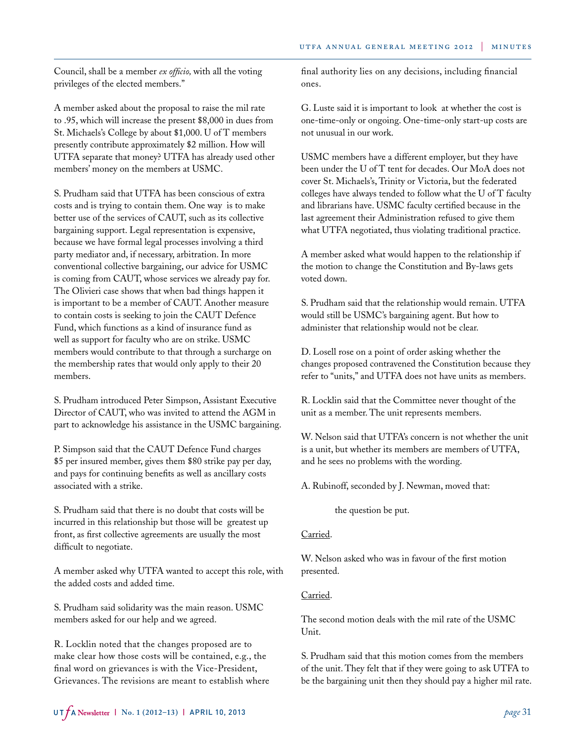Council, shall be a member *ex officio,* with all the voting privileges of the elected members."

A member asked about the proposal to raise the mil rate to .95, which will increase the present $8,000 in dues from St. Michaels's College by about $1,000. U of T members presently contribute approximately $2 million. How will UTFA separate that money? UTFA has already used other members' money on the members at USMC.

S. Prudham said that UTFA has been conscious of extra costs and is trying to contain them. One way is to make better use of the services of CAUT, such as its collective bargaining support. Legal representation is expensive, because we have formal legal processes involving a third party mediator and, if necessary, arbitration. In more conventional collective bargaining, our advice for USMC is coming from CAUT, whose services we already pay for. The Olivieri case shows that when bad things happen it is important to be a member of CAUT. Another measure to contain costs is seeking to join the CAUT Defence Fund, which functions as a kind of insurance fund as well as support for faculty who are on strike. USMC members would contribute to that through a surcharge on the membership rates that would only apply to their 20 members.

S. Prudham introduced Peter Simpson, Assistant Executive Director of CAUT, who was invited to attend the AGM in part to acknowledge his assistance in the USMC bargaining.

P. Simpson said that the CAUT Defence Fund charges $5 per insured member, gives them $80 strike pay per day, and pays for continuing benefits as well as ancillary costs associated with a strike.

S. Prudham said that there is no doubt that costs will be incurred in this relationship but those will be greatest up front, as first collective agreements are usually the most difficult to negotiate.

A member asked why UTFA wanted to accept this role, with the added costs and added time.

S. Prudham said solidarity was the main reason. USMC members asked for our help and we agreed.

R. Locklin noted that the changes proposed are to make clear how those costs will be contained, e.g., the final word on grievances is with the Vice-President, Grievances. The revisions are meant to establish where final authority lies on any decisions, including financial ones.

G. Luste said it is important to look at whether the cost is one-time-only or ongoing. One-time-only start-up costs are not unusual in our work.

USMC members have a different employer, but they have been under the U of T tent for decades. Our MoA does not cover St. Michaels's, Trinity or Victoria, but the federated colleges have always tended to follow what the U of T faculty and librarians have. USMC faculty certified because in the last agreement their Administration refused to give them what UTFA negotiated, thus violating traditional practice.

A member asked what would happen to the relationship if the motion to change the Constitution and By-laws gets voted down.

S. Prudham said that the relationship would remain. UTFA would still be USMC's bargaining agent. But how to administer that relationship would not be clear.

D. Losell rose on a point of order asking whether the changes proposed contravened the Constitution because they refer to "units," and UTFA does not have units as members.

R. Locklin said that the Committee never thought of the unit as a member. The unit represents members.

W. Nelson said that UTFA's concern is not whether the unit is a unit, but whether its members are members of UTFA, and he sees no problems with the wording.

A. Rubinoff, seconded by J. Newman, moved that:

> the question be put.

Carried.

W. Nelson asked who was in favour of the first motion presented.

Carried.

The second motion deals with the mil rate of the USMC Unit.

S. Prudham said that this motion comes from the members of the unit. They felt that if they were going to ask UTFA to be the bargaining unit then they should pay a higher mil rate.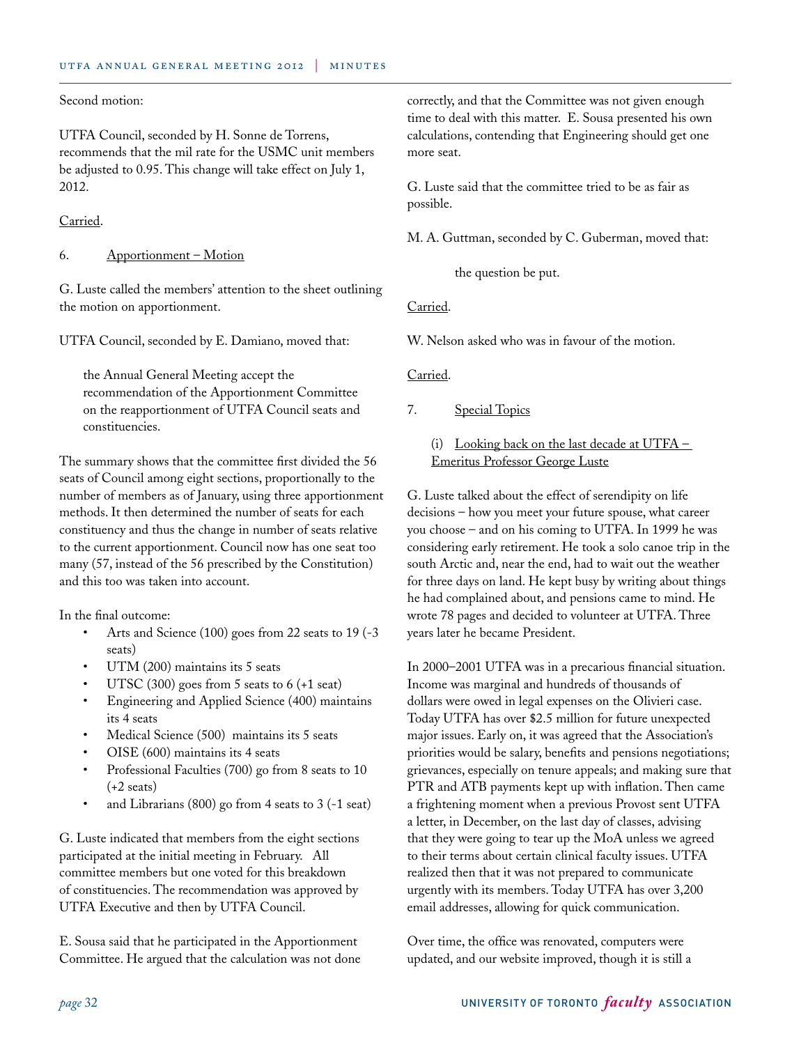Second motion:

UTFA Council, seconded by H. Sonne de Torrens, recommends that the mil rate for the USMC unit members be adjusted to 0.95. This change will take effect on July 1, 2012.

Carried.

6. Apportionment – Motion

G. Luste called the members' attention to the sheet outlining the motion on apportionment.

UTFA Council, seconded by E. Damiano, moved that:

> the Annual General Meeting accept the recommendation of the Apportionment Committee on the reapportionment of UTFA Council seats and constituencies.

The summary shows that the committee first divided the 56 seats of Council among eight sections, proportionally to the number of members as of January, using three apportionment methods. It then determined the number of seats for each constituency and thus the change in number of seats relative to the current apportionment. Council now has one seat too many (57, instead of the 56 prescribed by the Constitution) and this too was taken into account.

In the final outcome:

- Arts and Science (100) goes from 22 seats to 19 (-3 seats)
- UTM (200) maintains its 5 seats
- UTSC (300) goes from 5 seats to 6 (+1 seat)
- Engineering and Applied Science (400) maintains its 4 seats
- Medical Science (500) maintains its 5 seats
- OISE (600) maintains its 4 seats
- Professional Faculties (700) go from 8 seats to 10 (+2 seats)
- and Librarians (800) go from 4 seats to 3 (-1 seat)

G. Luste indicated that members from the eight sections participated at the initial meeting in February. All committee members but one voted for this breakdown of constituencies. The recommendation was approved by UTFA Executive and then by UTFA Council.

E. Sousa said that he participated in the Apportionment Committee. He argued that the calculation was not done correctly, and that the Committee was not given enough time to deal with this matter. E. Sousa presented his own calculations, contending that Engineering should get one more seat.

G. Luste said that the committee tried to be as fair as possible.

M. A. Guttman, seconded by C. Guberman, moved that:

> the question be put.

Carried.

W. Nelson asked who was in favour of the motion.

Carried.

7. Special Topics

(i) Looking back on the last decade at UTFA – Emeritus Professor George Luste

G. Luste talked about the effect of serendipity on life decisions – how you meet your future spouse, what career you choose – and on his coming to UTFA. In 1999 he was considering early retirement. He took a solo canoe trip in the south Arctic and, near the end, had to wait out the weather for three days on land. He kept busy by writing about things he had complained about, and pensions came to mind. He wrote 78 pages and decided to volunteer at UTFA. Three years later he became President.

In 2000–2001 UTFA was in a precarious financial situation. Income was marginal and hundreds of thousands of dollars were owed in legal expenses on the Olivieri case. Today UTFA has over $2.5 million for future unexpected major issues. Early on, it was agreed that the Association's priorities would be salary, benefits and pensions negotiations; grievances, especially on tenure appeals; and making sure that PTR and ATB payments kept up with inflation. Then came a frightening moment when a previous Provost sent UTFA a letter, in December, on the last day of classes, advising that they were going to tear up the MoA unless we agreed to their terms about certain clinical faculty issues. UTFA realized then that it was not prepared to communicate urgently with its members. Today UTFA has over 3,200 email addresses, allowing for quick communication.

Over time, the office was renovated, computers were updated, and our website improved, though it is still a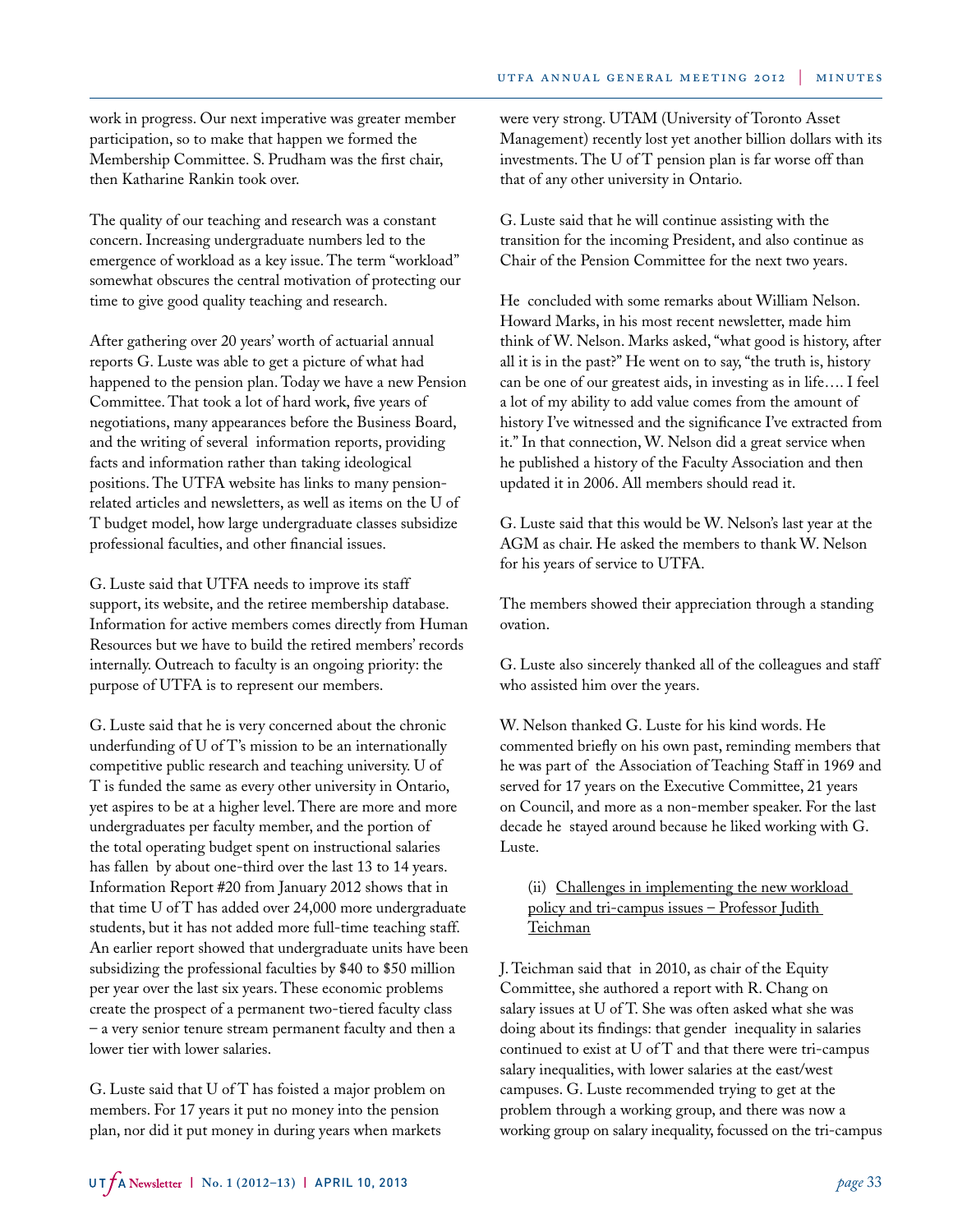work in progress. Our next imperative was greater member participation, so to make that happen we formed the Membership Committee. S. Prudham was the first chair, then Katharine Rankin took over.

The quality of our teaching and research was a constant concern. Increasing undergraduate numbers led to the emergence of workload as a key issue. The term "workload" somewhat obscures the central motivation of protecting our time to give good quality teaching and research.

After gathering over 20 years' worth of actuarial annual reports G. Luste was able to get a picture of what had happened to the pension plan. Today we have a new Pension Committee. That took a lot of hard work, five years of negotiations, many appearances before the Business Board, and the writing of several information reports, providing facts and information rather than taking ideological positions. The UTFA website has links to many pension-related articles and newsletters, as well as items on the U of T budget model, how large undergraduate classes subsidize professional faculties, and other financial issues.

G. Luste said that UTFA needs to improve its staff support, its website, and the retiree membership database. Information for active members comes directly from Human Resources but we have to build the retired members' records internally. Outreach to faculty is an ongoing priority: the purpose of UTFA is to represent our members.

G. Luste said that he is very concerned about the chronic underfunding of U of T's mission to be an internationally competitive public research and teaching university. U of T is funded the same as every other university in Ontario, yet aspires to be at a higher level. There are more and more undergraduates per faculty member, and the portion of the total operating budget spent on instructional salaries has fallen by about one-third over the last 13 to 14 years. Information Report #20 from January 2012 shows that in that time U of T has added over 24,000 more undergraduate students, but it has not added more full-time teaching staff. An earlier report showed that undergraduate units have been subsidizing the professional faculties by $40 to $50 million per year over the last six years. These economic problems create the prospect of a permanent two-tiered faculty class – a very senior tenure stream permanent faculty and then a lower tier with lower salaries.

G. Luste said that U of T has foisted a major problem on members. For 17 years it put no money into the pension plan, nor did it put money in during years when markets were very strong. UTAM (University of Toronto Asset Management) recently lost yet another billion dollars with its investments. The U of T pension plan is far worse off than that of any other university in Ontario.

G. Luste said that he will continue assisting with the transition for the incoming President, and also continue as Chair of the Pension Committee for the next two years.

He concluded with some remarks about William Nelson. Howard Marks, in his most recent newsletter, made him think of W. Nelson. Marks asked, "what good is history, after all it is in the past?" He went on to say, "the truth is, history can be one of our greatest aids, in investing as in life…. I feel a lot of my ability to add value comes from the amount of history I've witnessed and the significance I've extracted from it." In that connection, W. Nelson did a great service when he published a history of the Faculty Association and then updated it in 2006. All members should read it.

G. Luste said that this would be W. Nelson's last year at the AGM as chair. He asked the members to thank W. Nelson for his years of service to UTFA.

The members showed their appreciation through a standing ovation.

G. Luste also sincerely thanked all of the colleagues and staff who assisted him over the years.

W. Nelson thanked G. Luste for his kind words. He commented briefly on his own past, reminding members that he was part of the Association of Teaching Staff in 1969 and served for 17 years on the Executive Committee, 21 years on Council, and more as a non-member speaker. For the last decade he stayed around because he liked working with G. Luste.

(ii) Challenges in implementing the new workload policy and tri-campus issues – Professor Judith Teichman

J. Teichman said that in 2010, as chair of the Equity Committee, she authored a report with R. Chang on salary issues at U of T. She was often asked what she was doing about its findings: that gender inequality in salaries continued to exist at U of T and that there were tri-campus salary inequalities, with lower salaries at the east/west campuses. G. Luste recommended trying to get at the problem through a working group, and there was now a working group on salary inequality, focussed on the tri-campus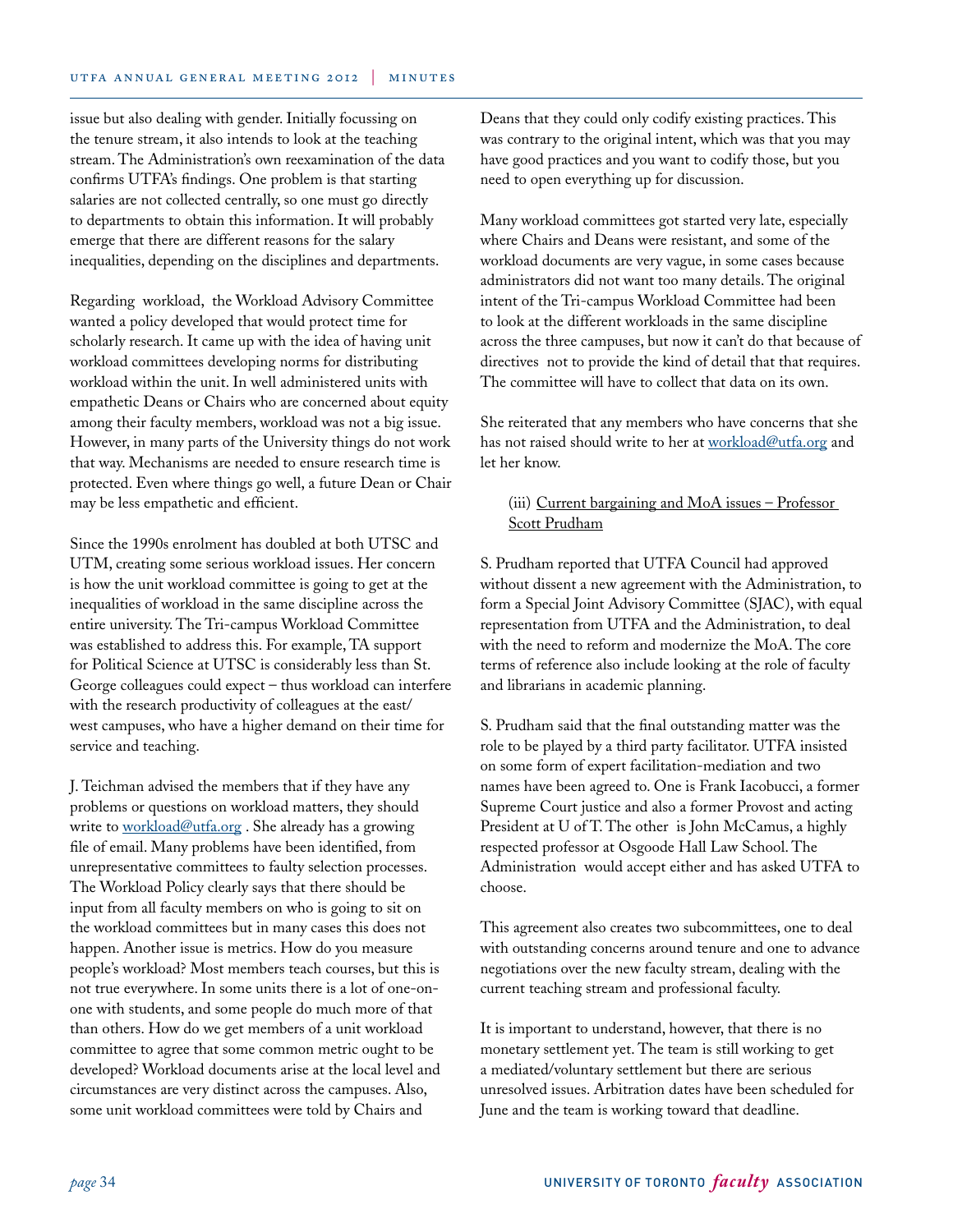issue but also dealing with gender. Initially focussing on the tenure stream, it also intends to look at the teaching stream. The Administration's own reexamination of the data confirms UTFA's findings. One problem is that starting salaries are not collected centrally, so one must go directly to departments to obtain this information. It will probably emerge that there are different reasons for the salary inequalities, depending on the disciplines and departments.

Regarding workload, the Workload Advisory Committee wanted a policy developed that would protect time for scholarly research. It came up with the idea of having unit workload committees developing norms for distributing workload within the unit. In well administered units with empathetic Deans or Chairs who are concerned about equity among their faculty members, workload was not a big issue. However, in many parts of the University things do not work that way. Mechanisms are needed to ensure research time is protected. Even where things go well, a future Dean or Chair may be less empathetic and efficient.

Since the 1990s enrolment has doubled at both UTSC and UTM, creating some serious workload issues. Her concern is how the unit workload committee is going to get at the inequalities of workload in the same discipline across the entire university. The Tri-campus Workload Committee was established to address this. For example, TA support for Political Science at UTSC is considerably less than St. George colleagues could expect – thus workload can interfere with the research productivity of colleagues at the east/west campuses, who have a higher demand on their time for service and teaching.

J. Teichman advised the members that if they have any problems or questions on workload matters, they should write to workload@utfa.org . She already has a growing file of email. Many problems have been identified, from unrepresentative committees to faulty selection processes. The Workload Policy clearly says that there should be input from all faculty members on who is going to sit on the workload committees but in many cases this does not happen. Another issue is metrics. How do you measure people's workload? Most members teach courses, but this is not true everywhere. In some units there is a lot of one-on-one with students, and some people do much more of that than others. How do we get members of a unit workload committee to agree that some common metric ought to be developed? Workload documents arise at the local level and circumstances are very distinct across the campuses. Also, some unit workload committees were told by Chairs and Deans that they could only codify existing practices. This was contrary to the original intent, which was that you may have good practices and you want to codify those, but you need to open everything up for discussion.

Many workload committees got started very late, especially where Chairs and Deans were resistant, and some of the workload documents are very vague, in some cases because administrators did not want too many details. The original intent of the Tri-campus Workload Committee had been to look at the different workloads in the same discipline across the three campuses, but now it can't do that because of directives not to provide the kind of detail that that requires. The committee will have to collect that data on its own.

She reiterated that any members who have concerns that she has not raised should write to her at workload@utfa.org and let her know.

(iii) Current bargaining and MoA issues – Professor Scott Prudham

S. Prudham reported that UTFA Council had approved without dissent a new agreement with the Administration, to form a Special Joint Advisory Committee (SJAC), with equal representation from UTFA and the Administration, to deal with the need to reform and modernize the MoA. The core terms of reference also include looking at the role of faculty and librarians in academic planning.

S. Prudham said that the final outstanding matter was the role to be played by a third party facilitator. UTFA insisted on some form of expert facilitation-mediation and two names have been agreed to. One is Frank Iacobucci, a former Supreme Court justice and also a former Provost and acting President at U of T. The other is John McCamus, a highly respected professor at Osgoode Hall Law School. The Administration would accept either and has asked UTFA to choose.

This agreement also creates two subcommittees, one to deal with outstanding concerns around tenure and one to advance negotiations over the new faculty stream, dealing with the current teaching stream and professional faculty.

It is important to understand, however, that there is no monetary settlement yet. The team is still working to get a mediated/voluntary settlement but there are serious unresolved issues. Arbitration dates have been scheduled for June and the team is working toward that deadline.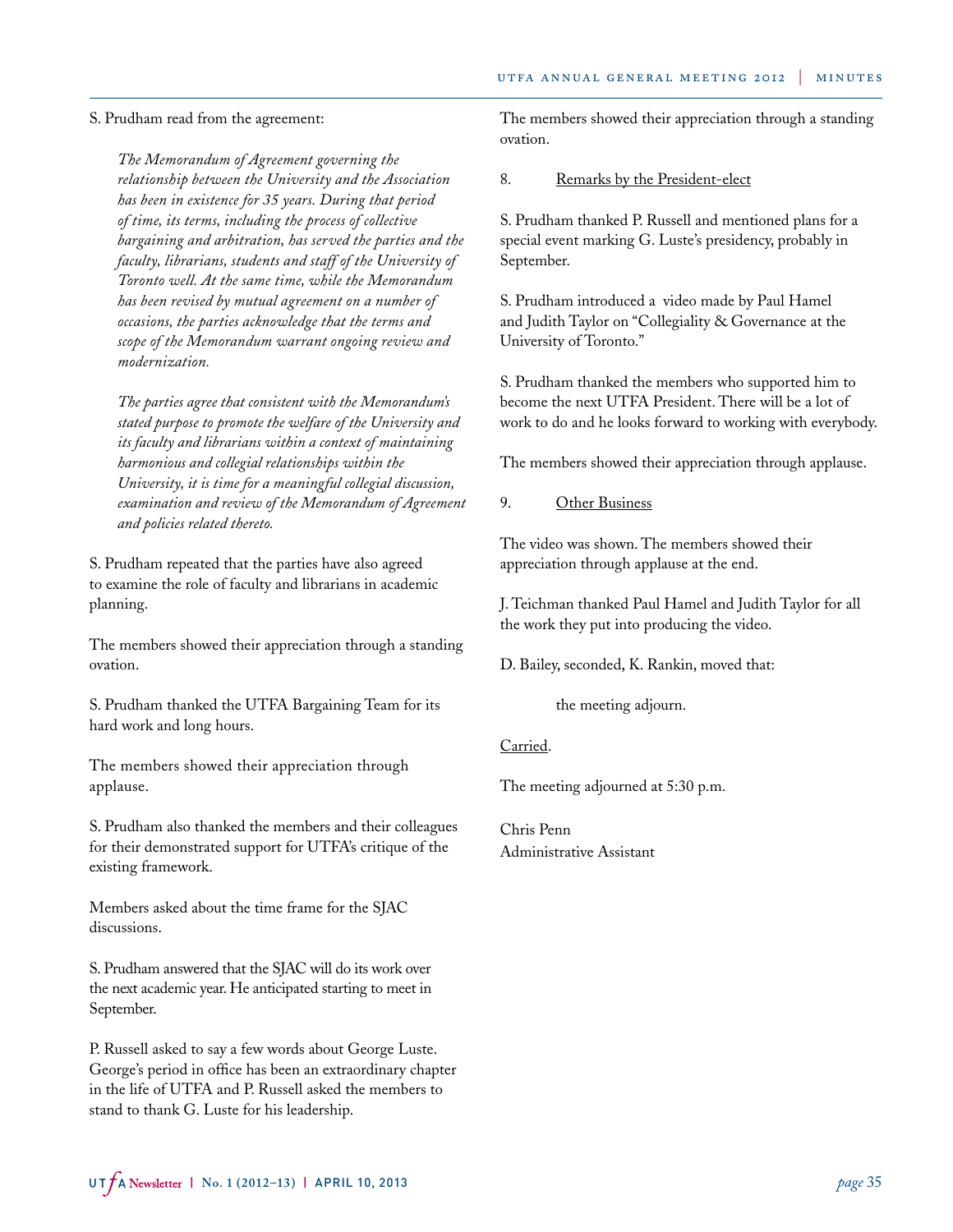S. Prudham read from the agreement:

> *The Memorandum of Agreement governing the relationship between the University and the Association has been in existence for 35 years. During that period of time, its terms, including the process of collective bargaining and arbitration, has served the parties and the faculty, librarians, students and staff of the University of Toronto well. At the same time, while the Memorandum has been revised by mutual agreement on a number of occasions, the parties acknowledge that the terms and scope of the Memorandum warrant ongoing review and modernization.*
>
> *The parties agree that consistent with the Memorandum's stated purpose to promote the welfare of the University and its faculty and librarians within a context of maintaining harmonious and collegial relationships within the University, it is time for a meaningful collegial discussion, examination and review of the Memorandum of Agreement and policies related thereto.*

S. Prudham repeated that the parties have also agreed to examine the role of faculty and librarians in academic planning.

The members showed their appreciation through a standing ovation.

S. Prudham thanked the UTFA Bargaining Team for its hard work and long hours.

The members showed their appreciation through applause.

S. Prudham also thanked the members and their colleagues for their demonstrated support for UTFA's critique of the existing framework.

Members asked about the time frame for the SJAC discussions.

S. Prudham answered that the SJAC will do its work over the next academic year. He anticipated starting to meet in September.

P. Russell asked to say a few words about George Luste. George's period in office has been an extraordinary chapter in the life of UTFA and P. Russell asked the members to stand to thank G. Luste for his leadership.

The members showed their appreciation through a standing ovation.

8. Remarks by the President-elect

S. Prudham thanked P. Russell and mentioned plans for a special event marking G. Luste's presidency, probably in September.

S. Prudham introduced a video made by Paul Hamel and Judith Taylor on "Collegiality & Governance at the University of Toronto."

S. Prudham thanked the members who supported him to become the next UTFA President. There will be a lot of work to do and he looks forward to working with everybody.

The members showed their appreciation through applause.

9. Other Business

The video was shown. The members showed their appreciation through applause at the end.

J. Teichman thanked Paul Hamel and Judith Taylor for all the work they put into producing the video.

D. Bailey, seconded, K. Rankin, moved that:

> the meeting adjourn.

Carried.

The meeting adjourned at 5:30 p.m.

Chris Penn
Administrative Assistant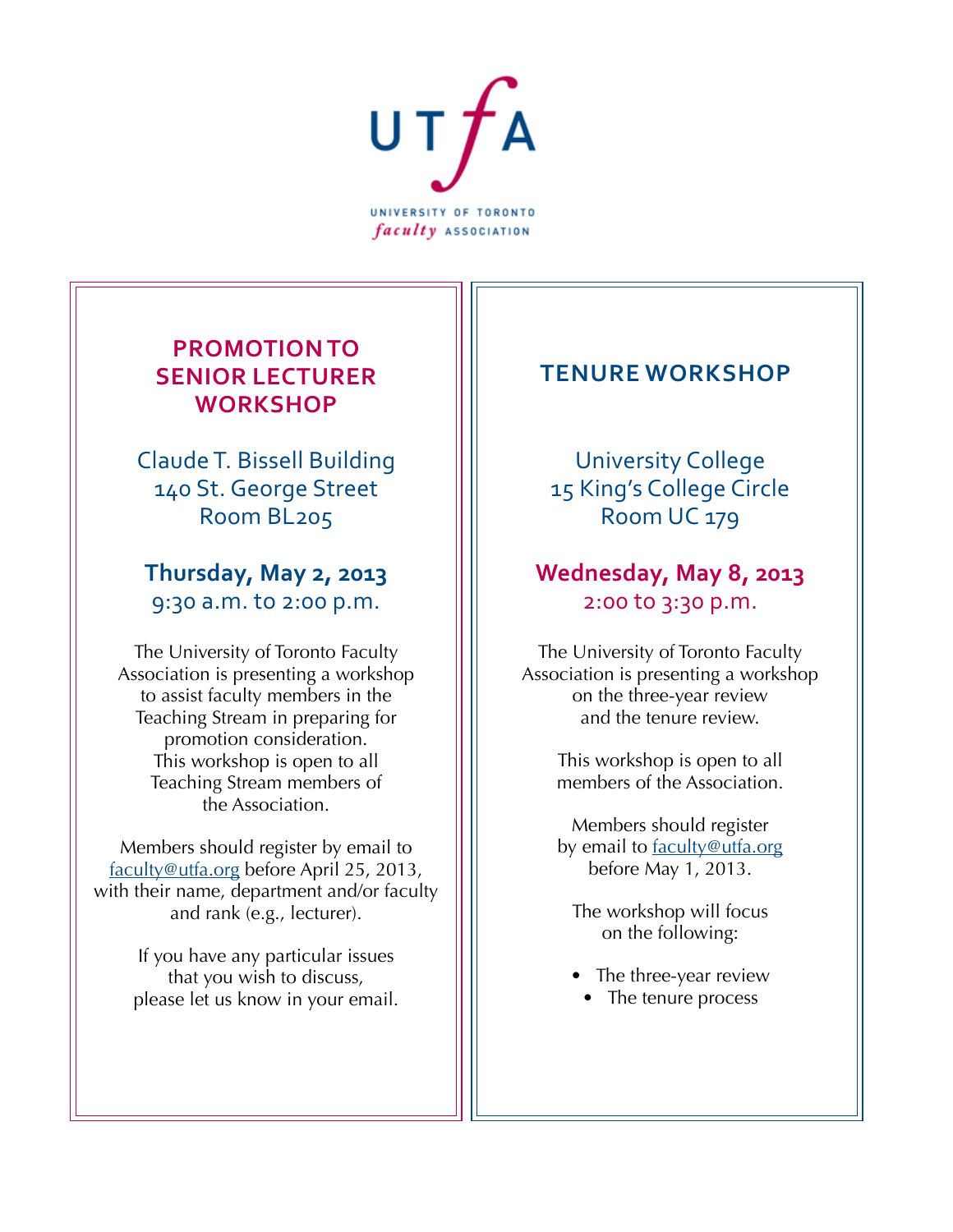UTfA

UNIVERSITY OF TORONTO *faculty* ASSOCIATION

## PROMOTION TO SENIOR LECTURER WORKSHOP

Claude T. Bissell Building
140 St. George Street
Room BL205

**Thursday, May 2, 2013**
9:30 a.m. to 2:00 p.m.

The University of Toronto Faculty Association is presenting a workshop to assist faculty members in the Teaching Stream in preparing for promotion consideration. This workshop is open to all Teaching Stream members of the Association.

Members should register by email to faculty@utfa.org before April 25, 2013, with their name, department and/or faculty and rank (e.g., lecturer).

If you have any particular issues that you wish to discuss, please let us know in your email.

## TENURE WORKSHOP

University College
15 King's College Circle
Room UC 179

**Wednesday, May 8, 2013**
2:00 to 3:30 p.m.

The University of Toronto Faculty Association is presenting a workshop on the three-year review and the tenure review.

This workshop is open to all members of the Association.

Members should register by email to faculty@utfa.org before May 1, 2013.

The workshop will focus on the following:

- The three-year review
- The tenure process